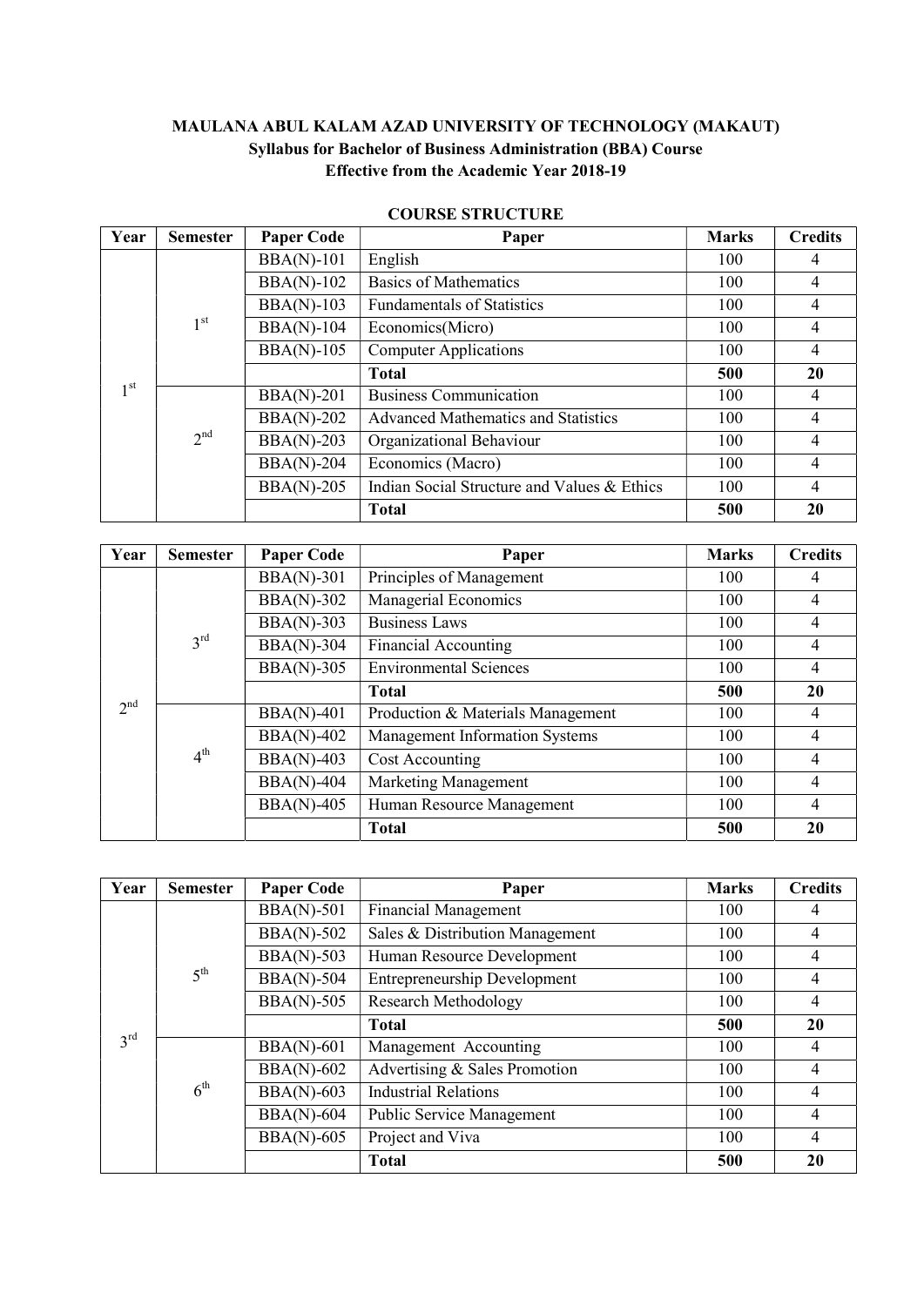**MAULANA ABUL KALAM AZAD UNIVERSITY OF TECHNOLOGY (MAKAUT)**
**Syllabus for Bachelor of Business Administration (BBA) Course**
**Effective from the Academic Year 2018-19**

**COURSE STRUCTURE**

| Year | Semester | Paper Code | Paper | Marks | Credits |
|---|---|---|---|---|---|
| 1st | 1st | BBA(N)-101 | English | 100 | 4 |
| | | BBA(N)-102 | Basics of Mathematics | 100 | 4 |
| | | BBA(N)-103 | Fundamentals of Statistics | 100 | 4 |
| | | BBA(N)-104 | Economics(Micro) | 100 | 4 |
| | | BBA(N)-105 | Computer Applications | 100 | 4 |
| | | | **Total** | **500** | **20** |
| | 2nd | BBA(N)-201 | Business Communication | 100 | 4 |
| | | BBA(N)-202 | Advanced Mathematics and Statistics | 100 | 4 |
| | | BBA(N)-203 | Organizational Behaviour | 100 | 4 |
| | | BBA(N)-204 | Economics (Macro) | 100 | 4 |
| | | BBA(N)-205 | Indian Social Structure and Values & Ethics | 100 | 4 |
| | | | **Total** | **500** | **20** |

| Year | Semester | Paper Code | Paper | Marks | Credits |
|---|---|---|---|---|---|
| 2nd | 3rd | BBA(N)-301 | Principles of Management | 100 | 4 |
| | | BBA(N)-302 | Managerial Economics | 100 | 4 |
| | | BBA(N)-303 | Business Laws | 100 | 4 |
| | | BBA(N)-304 | Financial Accounting | 100 | 4 |
| | | BBA(N)-305 | Environmental Sciences | 100 | 4 |
| | | | **Total** | **500** | **20** |
| | 4th | BBA(N)-401 | Production & Materials Management | 100 | 4 |
| | | BBA(N)-402 | Management Information Systems | 100 | 4 |
| | | BBA(N)-403 | Cost Accounting | 100 | 4 |
| | | BBA(N)-404 | Marketing Management | 100 | 4 |
| | | BBA(N)-405 | Human Resource Management | 100 | 4 |
| | | | **Total** | **500** | **20** |

| Year | Semester | Paper Code | Paper | Marks | Credits |
|---|---|---|---|---|---|
| 3rd | 5th | BBA(N)-501 | Financial Management | 100 | 4 |
| | | BBA(N)-502 | Sales & Distribution Management | 100 | 4 |
| | | BBA(N)-503 | Human Resource Development | 100 | 4 |
| | | BBA(N)-504 | Entrepreneurship Development | 100 | 4 |
| | | BBA(N)-505 | Research Methodology | 100 | 4 |
| | | | **Total** | **500** | **20** |
| | 6th | BBA(N)-601 | Management Accounting | 100 | 4 |
| | | BBA(N)-602 | Advertising & Sales Promotion | 100 | 4 |
| | | BBA(N)-603 | Industrial Relations | 100 | 4 |
| | | BBA(N)-604 | Public Service Management | 100 | 4 |
| | | BBA(N)-605 | Project and Viva | 100 | 4 |
| | | | **Total** | **500** | **20** |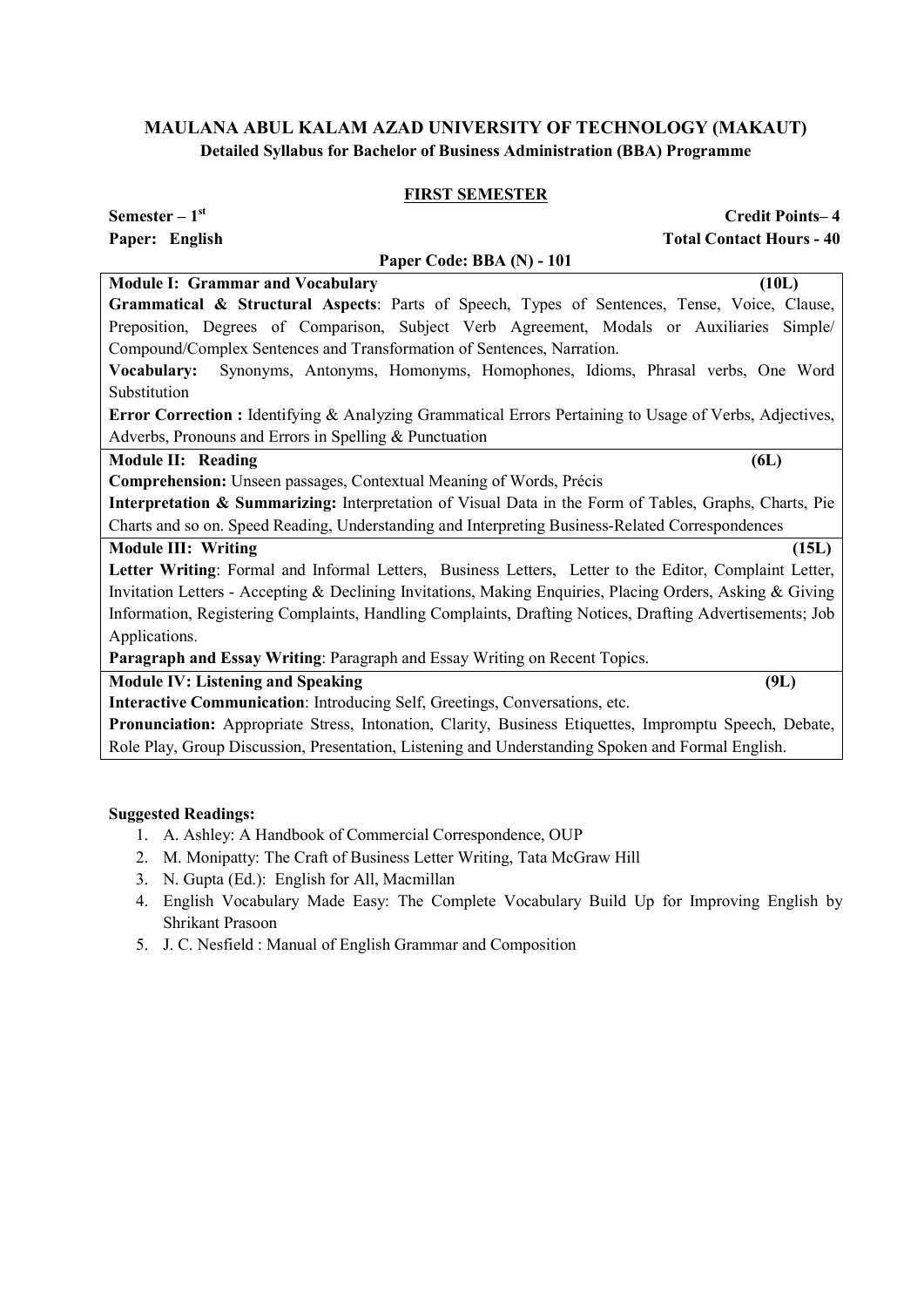# MAULANA ABUL KALAM AZAD UNIVERSITY OF TECHNOLOGY (MAKAUT)

**Detailed Syllabus for Bachelor of Business Administration (BBA) Programme**

## FIRST SEMESTER

**Semester – 1st** **Credit Points– 4**

**Paper: English** **Total Contact Hours - 40**

**Paper Code: BBA (N) - 101**

**Module I: Grammar and Vocabulary (10L)**

**Grammatical & Structural Aspects**: Parts of Speech, Types of Sentences, Tense, Voice, Clause, Preposition, Degrees of Comparison, Subject Verb Agreement, Modals or Auxiliaries Simple/ Compound/Complex Sentences and Transformation of Sentences, Narration.

**Vocabulary:** Synonyms, Antonyms, Homonyms, Homophones, Idioms, Phrasal verbs, One Word Substitution

**Error Correction :** Identifying & Analyzing Grammatical Errors Pertaining to Usage of Verbs, Adjectives, Adverbs, Pronouns and Errors in Spelling & Punctuation

**Module II: Reading (6L)**

**Comprehension:** Unseen passages, Contextual Meaning of Words, Précis

**Interpretation & Summarizing:** Interpretation of Visual Data in the Form of Tables, Graphs, Charts, Pie Charts and so on. Speed Reading, Understanding and Interpreting Business-Related Correspondences

**Module III: Writing (15L)**

**Letter Writing**: Formal and Informal Letters, Business Letters, Letter to the Editor, Complaint Letter, Invitation Letters - Accepting & Declining Invitations, Making Enquiries, Placing Orders, Asking & Giving Information, Registering Complaints, Handling Complaints, Drafting Notices, Drafting Advertisements; Job Applications.

**Paragraph and Essay Writing**: Paragraph and Essay Writing on Recent Topics.

**Module IV: Listening and Speaking (9L)**

**Interactive Communication**: Introducing Self, Greetings, Conversations, etc.

**Pronunciation:** Appropriate Stress, Intonation, Clarity, Business Etiquettes, Impromptu Speech, Debate, Role Play, Group Discussion, Presentation, Listening and Understanding Spoken and Formal English.

**Suggested Readings:**

1. A. Ashley: A Handbook of Commercial Correspondence, OUP
2. M. Monipatty: The Craft of Business Letter Writing, Tata McGraw Hill
3. N. Gupta (Ed.): English for All, Macmillan
4. English Vocabulary Made Easy: The Complete Vocabulary Build Up for Improving English by Shrikant Prasoon
5. J. C. Nesfield : Manual of English Grammar and Composition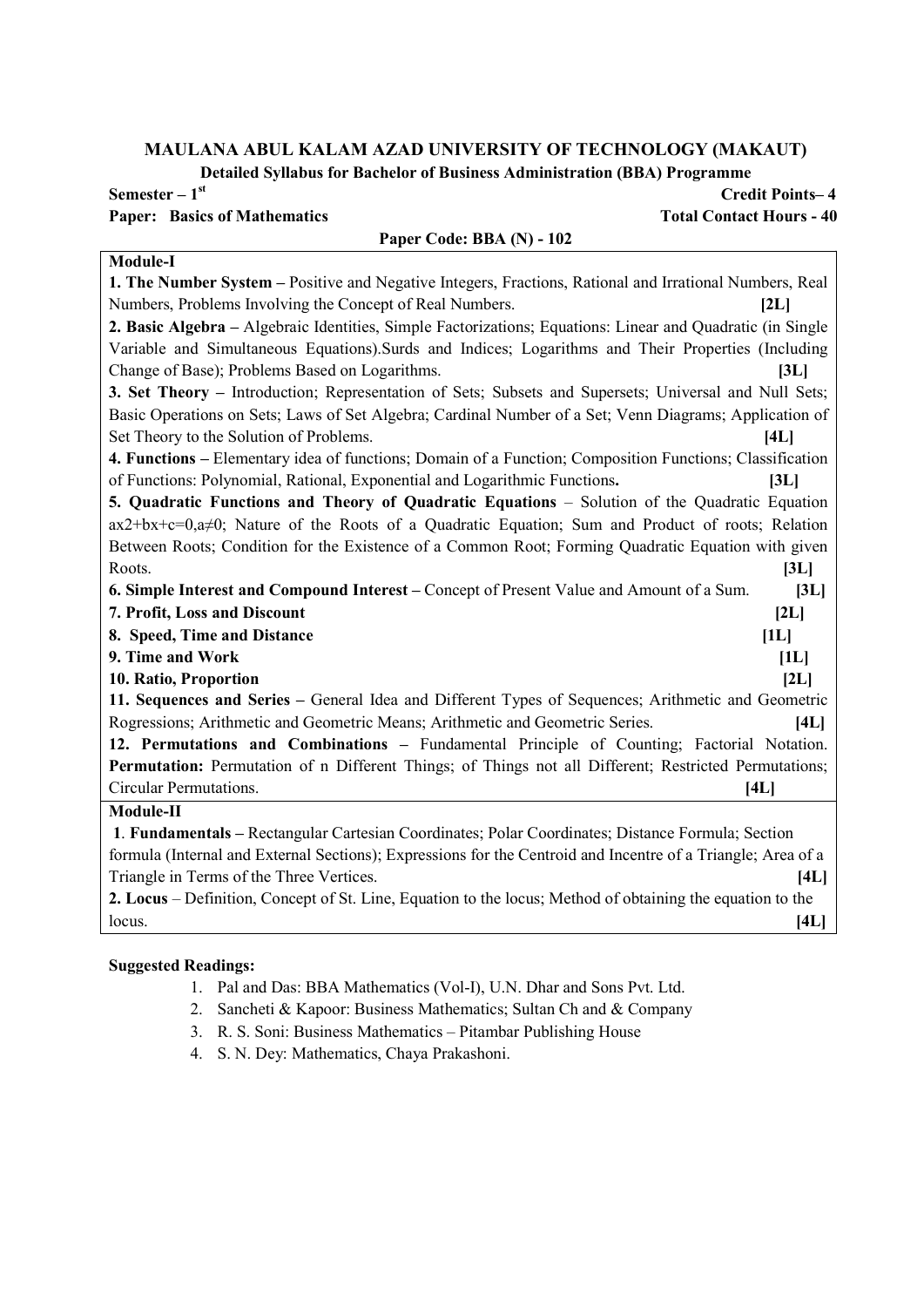# MAULANA ABUL KALAM AZAD UNIVERSITY OF TECHNOLOGY (MAKAUT)

**Detailed Syllabus for Bachelor of Business Administration (BBA) Programme**

**Semester – 1st** **Credit Points– 4**

**Paper: Basics of Mathematics** **Total Contact Hours - 40**

**Paper Code: BBA (N) - 102**

## Module-I

**1. The Number System –** Positive and Negative Integers, Fractions, Rational and Irrational Numbers, Real Numbers, Problems Involving the Concept of Real Numbers. **[2L]**

**2. Basic Algebra –** Algebraic Identities, Simple Factorizations; Equations: Linear and Quadratic (in Single Variable and Simultaneous Equations).Surds and Indices; Logarithms and Their Properties (Including Change of Base); Problems Based on Logarithms. **[3L]**

**3. Set Theory –** Introduction; Representation of Sets; Subsets and Supersets; Universal and Null Sets; Basic Operations on Sets; Laws of Set Algebra; Cardinal Number of a Set; Venn Diagrams; Application of Set Theory to the Solution of Problems. **[4L]**

**4. Functions –** Elementary idea of functions; Domain of a Function; Composition Functions; Classification of Functions: Polynomial, Rational, Exponential and Logarithmic Functions**.** **[3L]**

**5. Quadratic Functions and Theory of Quadratic Equations** – Solution of the Quadratic Equation ax2+bx+c=0,a≠0; Nature of the Roots of a Quadratic Equation; Sum and Product of roots; Relation Between Roots; Condition for the Existence of a Common Root; Forming Quadratic Equation with given Roots. **[3L]**

**6. Simple Interest and Compound Interest –** Concept of Present Value and Amount of a Sum. **[3L]**

**7. Profit, Loss and Discount** **[2L]**

**8. Speed, Time and Distance** **[1L]**

**9. Time and Work** **[1L]**

**10. Ratio, Proportion** **[2L]**

**11. Sequences and Series –** General Idea and Different Types of Sequences; Arithmetic and Geometric Rogressions; Arithmetic and Geometric Means; Arithmetic and Geometric Series. **[4L]**

**12. Permutations and Combinations –** Fundamental Principle of Counting; Factorial Notation. **Permutation:** Permutation of n Different Things; of Things not all Different; Restricted Permutations; Circular Permutations. **[4L]**

## Module-II

**1**. **Fundamentals –** Rectangular Cartesian Coordinates; Polar Coordinates; Distance Formula; Section formula (Internal and External Sections); Expressions for the Centroid and Incentre of a Triangle; Area of a Triangle in Terms of the Three Vertices. **[4L]**

**2. Locus** – Definition, Concept of St. Line, Equation to the locus; Method of obtaining the equation to the locus. **[4L]**

**Suggested Readings:**

1. Pal and Das: BBA Mathematics (Vol-I), U.N. Dhar and Sons Pvt. Ltd.
2. Sancheti & Kapoor: Business Mathematics; Sultan Ch and & Company
3. R. S. Soni: Business Mathematics – Pitambar Publishing House
4. S. N. Dey: Mathematics, Chaya Prakashoni.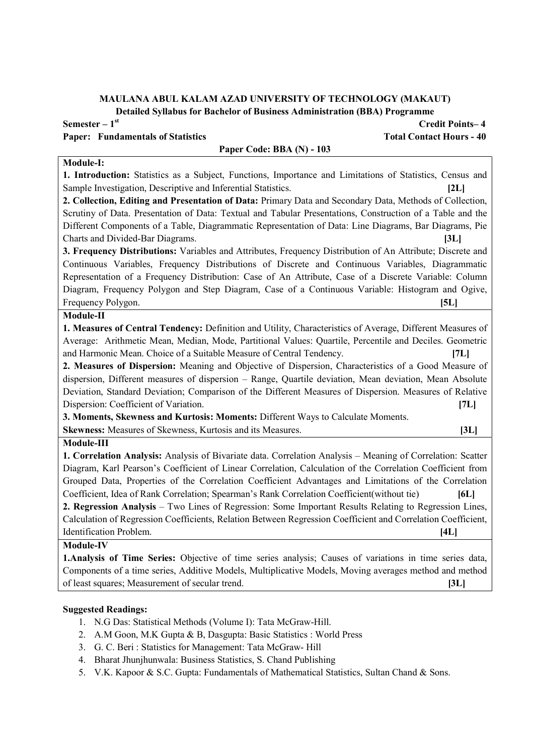**MAULANA ABUL KALAM AZAD UNIVERSITY OF TECHNOLOGY (MAKAUT)**

**Detailed Syllabus for Bachelor of Business Administration (BBA) Programme**

**Semester – 1st** **Credit Points– 4**

**Paper: Fundamentals of Statistics** **Total Contact Hours - 40**

**Paper Code: BBA (N) - 103**

**Module-I:**

**1. Introduction:** Statistics as a Subject, Functions, Importance and Limitations of Statistics, Census and Sample Investigation, Descriptive and Inferential Statistics. **[2L]**

**2. Collection, Editing and Presentation of Data:** Primary Data and Secondary Data, Methods of Collection, Scrutiny of Data. Presentation of Data: Textual and Tabular Presentations, Construction of a Table and the Different Components of a Table, Diagrammatic Representation of Data: Line Diagrams, Bar Diagrams, Pie Charts and Divided-Bar Diagrams. **[3L]**

**3. Frequency Distributions:** Variables and Attributes, Frequency Distribution of An Attribute; Discrete and Continuous Variables, Frequency Distributions of Discrete and Continuous Variables, Diagrammatic Representation of a Frequency Distribution: Case of An Attribute, Case of a Discrete Variable: Column Diagram, Frequency Polygon and Step Diagram, Case of a Continuous Variable: Histogram and Ogive, Frequency Polygon. **[5L]**

**Module-II**

**1. Measures of Central Tendency:** Definition and Utility, Characteristics of Average, Different Measures of Average: Arithmetic Mean, Median, Mode, Partitional Values: Quartile, Percentile and Deciles. Geometric and Harmonic Mean. Choice of a Suitable Measure of Central Tendency. **[7L]**

**2. Measures of Dispersion:** Meaning and Objective of Dispersion, Characteristics of a Good Measure of dispersion, Different measures of dispersion – Range, Quartile deviation, Mean deviation, Mean Absolute Deviation, Standard Deviation; Comparison of the Different Measures of Dispersion. Measures of Relative Dispersion: Coefficient of Variation. **[7L]**

**3. Moments, Skewness and Kurtosis: Moments:** Different Ways to Calculate Moments.

**Skewness:** Measures of Skewness, Kurtosis and its Measures. **[3L]**

**Module-III**

**1. Correlation Analysis:** Analysis of Bivariate data. Correlation Analysis – Meaning of Correlation: Scatter Diagram, Karl Pearson's Coefficient of Linear Correlation, Calculation of the Correlation Coefficient from Grouped Data, Properties of the Correlation Coefficient Advantages and Limitations of the Correlation Coefficient, Idea of Rank Correlation; Spearman's Rank Correlation Coefficient(without tie) **[6L]**

**2. Regression Analysis** – Two Lines of Regression: Some Important Results Relating to Regression Lines, Calculation of Regression Coefficients, Relation Between Regression Coefficient and Correlation Coefficient, Identification Problem. **[4L]**

**Module-IV**

**1.Analysis of Time Series:** Objective of time series analysis; Causes of variations in time series data, Components of a time series, Additive Models, Multiplicative Models, Moving averages method and method of least squares; Measurement of secular trend. **[3L]**

**Suggested Readings:**

1. N.G Das: Statistical Methods (Volume I): Tata McGraw-Hill.
2. A.M Goon, M.K Gupta & B, Dasgupta: Basic Statistics : World Press
3. G. C. Beri : Statistics for Management: Tata McGraw- Hill
4. Bharat Jhunjhunwala: Business Statistics, S. Chand Publishing
5. V.K. Kapoor & S.C. Gupta: Fundamentals of Mathematical Statistics, Sultan Chand & Sons.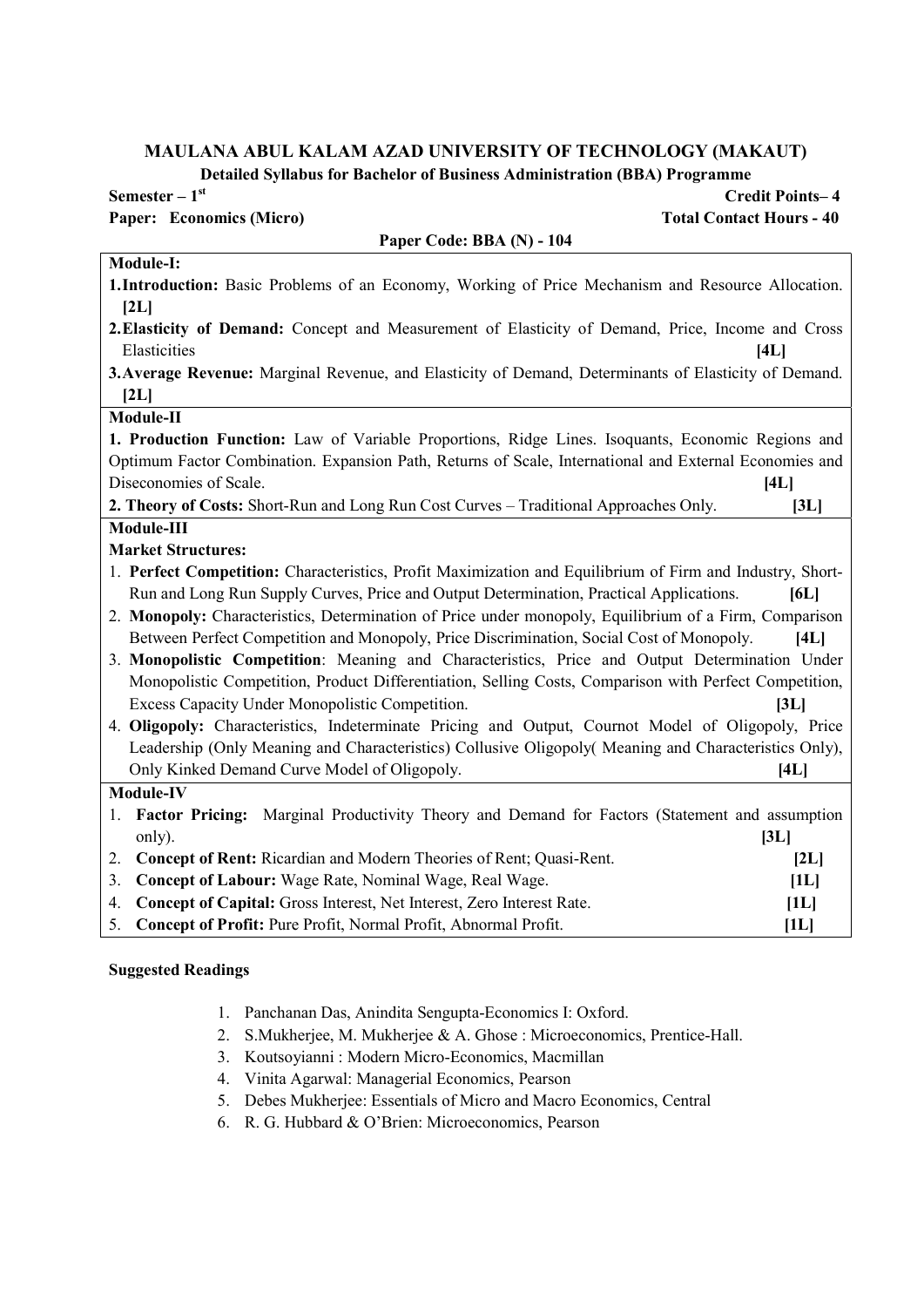# MAULANA ABUL KALAM AZAD UNIVERSITY OF TECHNOLOGY (MAKAUT)

**Detailed Syllabus for Bachelor of Business Administration (BBA) Programme**

**Semester – 1st** | **Credit Points– 4**

**Paper: Economics (Micro)** | **Total Contact Hours - 40**

**Paper Code: BBA (N) - 104**

**Module-I:**

1. **Introduction:** Basic Problems of an Economy, Working of Price Mechanism and Resource Allocation. **[2L]**
2. **Elasticity of Demand:** Concept and Measurement of Elasticity of Demand, Price, Income and Cross Elasticities **[4L]**
3. **Average Revenue:** Marginal Revenue, and Elasticity of Demand, Determinants of Elasticity of Demand. **[2L]**

**Module-II**

1. **Production Function:** Law of Variable Proportions, Ridge Lines. Isoquants, Economic Regions and Optimum Factor Combination. Expansion Path, Returns of Scale, International and External Economies and Diseconomies of Scale. **[4L]**
2. **Theory of Costs:** Short-Run and Long Run Cost Curves – Traditional Approaches Only. **[3L]**

**Module-III**

**Market Structures:**

1. **Perfect Competition:** Characteristics, Profit Maximization and Equilibrium of Firm and Industry, Short-Run and Long Run Supply Curves, Price and Output Determination, Practical Applications. **[6L]**
2. **Monopoly:** Characteristics, Determination of Price under monopoly, Equilibrium of a Firm, Comparison Between Perfect Competition and Monopoly, Price Discrimination, Social Cost of Monopoly. **[4L]**
3. **Monopolistic Competition**: Meaning and Characteristics, Price and Output Determination Under Monopolistic Competition, Product Differentiation, Selling Costs, Comparison with Perfect Competition, Excess Capacity Under Monopolistic Competition. **[3L]**
4. **Oligopoly:** Characteristics, Indeterminate Pricing and Output, Cournot Model of Oligopoly, Price Leadership (Only Meaning and Characteristics) Collusive Oligopoly( Meaning and Characteristics Only), Only Kinked Demand Curve Model of Oligopoly. **[4L]**

**Module-IV**

1. **Factor Pricing:** Marginal Productivity Theory and Demand for Factors (Statement and assumption only). **[3L]**
2. **Concept of Rent:** Ricardian and Modern Theories of Rent; Quasi-Rent. **[2L]**
3. **Concept of Labour:** Wage Rate, Nominal Wage, Real Wage. **[1L]**
4. **Concept of Capital:** Gross Interest, Net Interest, Zero Interest Rate. **[1L]**
5. **Concept of Profit:** Pure Profit, Normal Profit, Abnormal Profit. **[1L]**

**Suggested Readings**

1. Panchanan Das, Anindita Sengupta-Economics I: Oxford.
2. S.Mukherjee, M. Mukherjee & A. Ghose : Microeconomics, Prentice-Hall.
3. Koutsoyianni : Modern Micro-Economics, Macmillan
4. Vinita Agarwal: Managerial Economics, Pearson
5. Debes Mukherjee: Essentials of Micro and Macro Economics, Central
6. R. G. Hubbard & O'Brien: Microeconomics, Pearson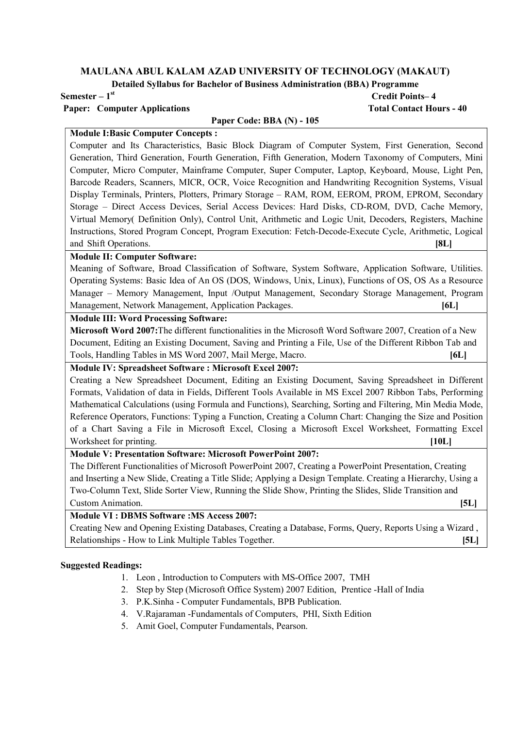# MAULANA ABUL KALAM AZAD UNIVERSITY OF TECHNOLOGY (MAKAUT)

## Detailed Syllabus for Bachelor of Business Administration (BBA) Programme

**Semester – 1st** **Credit Points– 4**

**Paper: Computer Applications** **Total Contact Hours - 40**

**Paper Code: BBA (N) - 105**

**Module I:Basic Computer Concepts :**

Computer and Its Characteristics, Basic Block Diagram of Computer System, First Generation, Second Generation, Third Generation, Fourth Generation, Fifth Generation, Modern Taxonomy of Computers, Mini Computer, Micro Computer, Mainframe Computer, Super Computer, Laptop, Keyboard, Mouse, Light Pen, Barcode Readers, Scanners, MICR, OCR, Voice Recognition and Handwriting Recognition Systems, Visual Display Terminals, Printers, Plotters, Primary Storage – RAM, ROM, EEROM, PROM, EPROM, Secondary Storage – Direct Access Devices, Serial Access Devices: Hard Disks, CD-ROM, DVD, Cache Memory, Virtual Memory( Definition Only), Control Unit, Arithmetic and Logic Unit, Decoders, Registers, Machine Instructions, Stored Program Concept, Program Execution: Fetch-Decode-Execute Cycle, Arithmetic, Logical and Shift Operations. **[8L]**

**Module II: Computer Software:**

Meaning of Software, Broad Classification of Software, System Software, Application Software, Utilities. Operating Systems: Basic Idea of An OS (DOS, Windows, Unix, Linux), Functions of OS, OS As a Resource Manager – Memory Management, Input /Output Management, Secondary Storage Management, Program Management, Network Management, Application Packages. **[6L]**

**Module III: Word Processing Software:**

**Microsoft Word 2007:**The different functionalities in the Microsoft Word Software 2007, Creation of a New Document, Editing an Existing Document, Saving and Printing a File, Use of the Different Ribbon Tab and Tools, Handling Tables in MS Word 2007, Mail Merge, Macro. **[6L]**

**Module IV: Spreadsheet Software : Microsoft Excel 2007:**

Creating a New Spreadsheet Document, Editing an Existing Document, Saving Spreadsheet in Different Formats, Validation of data in Fields, Different Tools Available in MS Excel 2007 Ribbon Tabs, Performing Mathematical Calculations (using Formula and Functions), Searching, Sorting and Filtering, Min Media Mode, Reference Operators, Functions: Typing a Function, Creating a Column Chart: Changing the Size and Position of a Chart Saving a File in Microsoft Excel, Closing a Microsoft Excel Worksheet, Formatting Excel Worksheet for printing. **[10L]**

**Module V: Presentation Software: Microsoft PowerPoint 2007:**

The Different Functionalities of Microsoft PowerPoint 2007, Creating a PowerPoint Presentation, Creating and Inserting a New Slide, Creating a Title Slide; Applying a Design Template. Creating a Hierarchy, Using a Two-Column Text, Slide Sorter View, Running the Slide Show, Printing the Slides, Slide Transition and Custom Animation. **[5L]**

**Module VI : DBMS Software :MS Access 2007:**

Creating New and Opening Existing Databases, Creating a Database, Forms, Query, Reports Using a Wizard , Relationships - How to Link Multiple Tables Together. **[5L]**

**Suggested Readings:**

1. Leon , Introduction to Computers with MS-Office 2007, TMH
2. Step by Step (Microsoft Office System) 2007 Edition, Prentice -Hall of India
3. P.K.Sinha - Computer Fundamentals, BPB Publication.
4. V.Rajaraman -Fundamentals of Computers, PHI, Sixth Edition
5. Amit Goel, Computer Fundamentals, Pearson.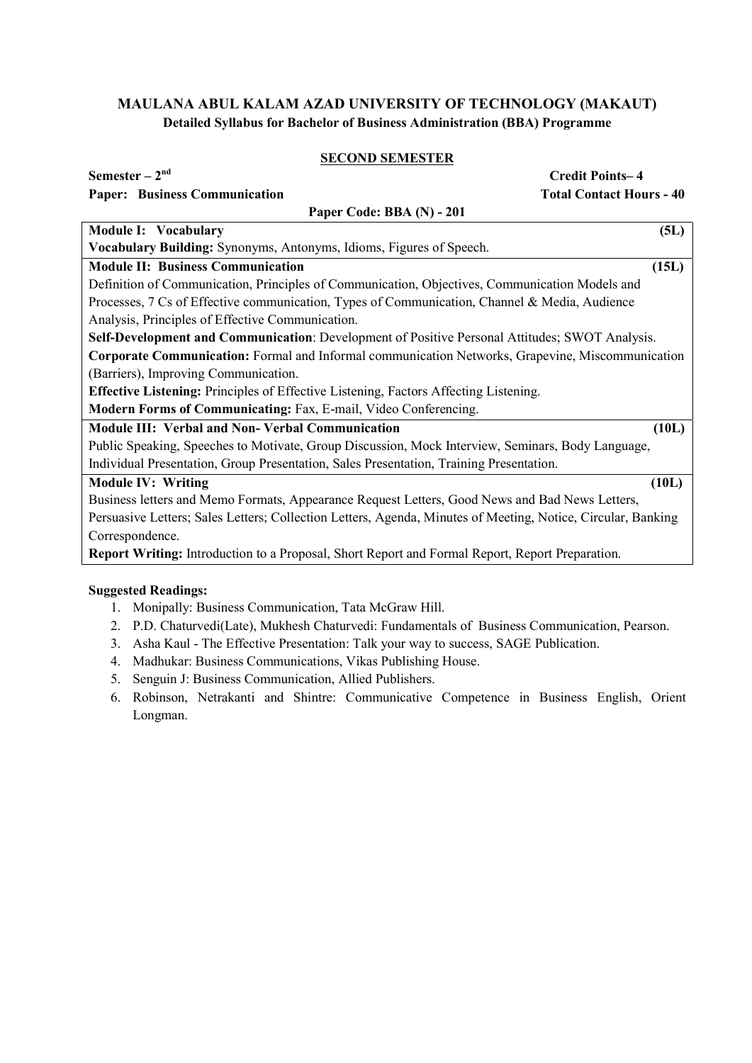**MAULANA ABUL KALAM AZAD UNIVERSITY OF TECHNOLOGY (MAKAUT)**
**Detailed Syllabus for Bachelor of Business Administration (BBA) Programme**

**SECOND SEMESTER**

**Semester – 2nd** **Credit Points– 4**
**Paper: Business Communication** **Total Contact Hours - 40**

**Paper Code: BBA (N) - 201**

**Module I: Vocabulary** **(5L)**

**Vocabulary Building:** Synonyms, Antonyms, Idioms, Figures of Speech.

**Module II: Business Communication** **(15L)**

Definition of Communication, Principles of Communication, Objectives, Communication Models and Processes, 7 Cs of Effective communication, Types of Communication, Channel & Media, Audience Analysis, Principles of Effective Communication.

**Self-Development and Communication**: Development of Positive Personal Attitudes; SWOT Analysis.

**Corporate Communication:** Formal and Informal communication Networks, Grapevine, Miscommunication (Barriers), Improving Communication.

**Effective Listening:** Principles of Effective Listening, Factors Affecting Listening.

**Modern Forms of Communicating:** Fax, E-mail, Video Conferencing.

**Module III: Verbal and Non- Verbal Communication** **(10L)**

Public Speaking, Speeches to Motivate, Group Discussion, Mock Interview, Seminars, Body Language, Individual Presentation, Group Presentation, Sales Presentation, Training Presentation.

**Module IV: Writing** **(10L)**

Business letters and Memo Formats, Appearance Request Letters, Good News and Bad News Letters, Persuasive Letters; Sales Letters; Collection Letters, Agenda, Minutes of Meeting, Notice, Circular, Banking Correspondence.

**Report Writing:** Introduction to a Proposal, Short Report and Formal Report, Report Preparation.

**Suggested Readings:**

1. Monipally: Business Communication, Tata McGraw Hill.
2. P.D. Chaturvedi(Late), Mukhesh Chaturvedi: Fundamentals of Business Communication, Pearson.
3. Asha Kaul - The Effective Presentation: Talk your way to success, SAGE Publication.
4. Madhukar: Business Communications, Vikas Publishing House.
5. Senguin J: Business Communication, Allied Publishers.
6. Robinson, Netrakanti and Shintre: Communicative Competence in Business English, Orient Longman.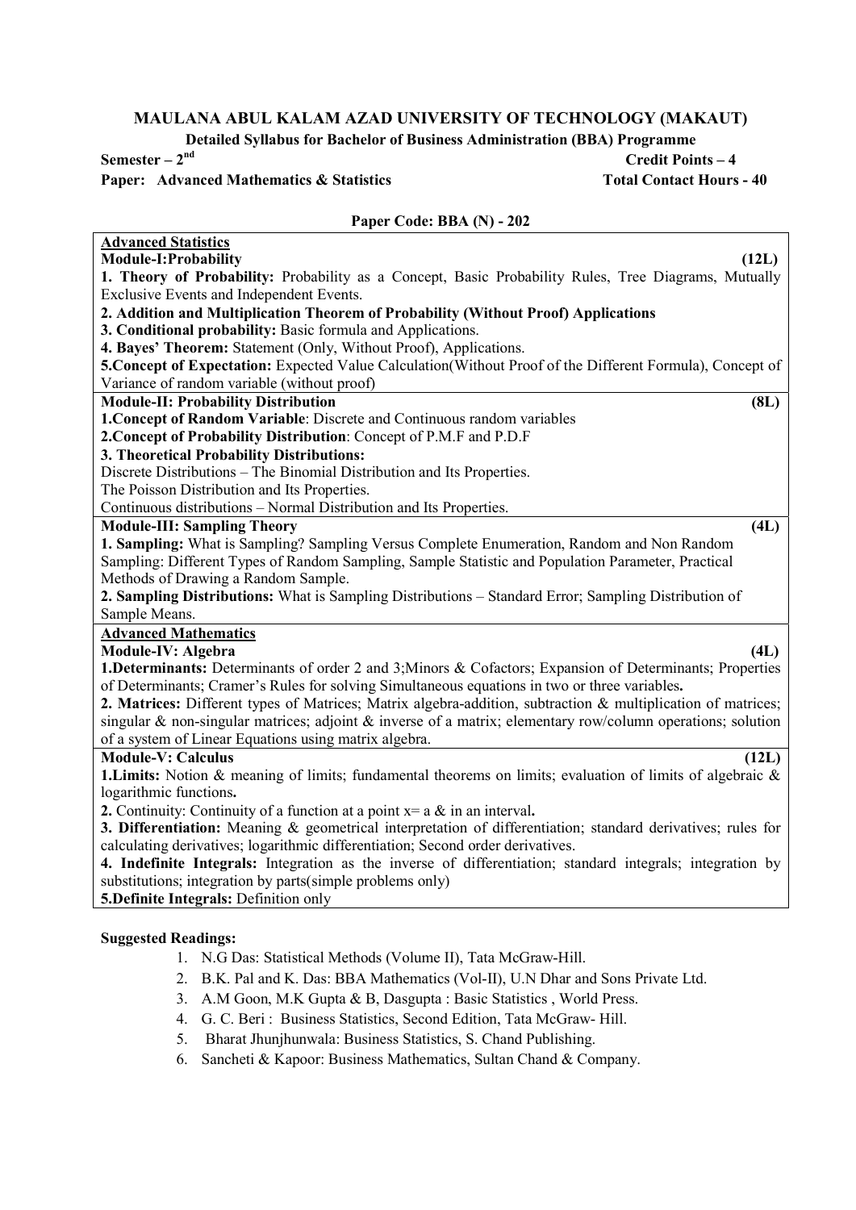# MAULANA ABUL KALAM AZAD UNIVERSITY OF TECHNOLOGY (MAKAUT)

**Detailed Syllabus for Bachelor of Business Administration (BBA) Programme**

**Semester – 2nd** **Credit Points – 4**

**Paper: Advanced Mathematics & Statistics** **Total Contact Hours - 40**

**Paper Code: BBA (N) - 202**

## Advanced Statistics

### Module-I: Probability (12L)

**1. Theory of Probability:** Probability as a Concept, Basic Probability Rules, Tree Diagrams, Mutually Exclusive Events and Independent Events.

**2. Addition and Multiplication Theorem of Probability (Without Proof) Applications**

**3. Conditional probability:** Basic formula and Applications.

**4. Bayes' Theorem:** Statement (Only, Without Proof), Applications.

**5. Concept of Expectation:** Expected Value Calculation(Without Proof of the Different Formula), Concept of Variance of random variable (without proof)

### Module-II: Probability Distribution (8L)

**1. Concept of Random Variable**: Discrete and Continuous random variables

**2. Concept of Probability Distribution**: Concept of P.M.F and P.D.F

**3. Theoretical Probability Distributions:**

Discrete Distributions – The Binomial Distribution and Its Properties.

The Poisson Distribution and Its Properties.

Continuous distributions – Normal Distribution and Its Properties.

### Module-III: Sampling Theory (4L)

**1. Sampling:** What is Sampling? Sampling Versus Complete Enumeration, Random and Non Random Sampling: Different Types of Random Sampling, Sample Statistic and Population Parameter, Practical Methods of Drawing a Random Sample.

**2. Sampling Distributions:** What is Sampling Distributions – Standard Error; Sampling Distribution of Sample Means.

## Advanced Mathematics

### Module-IV: Algebra (4L)

**1. Determinants:** Determinants of order 2 and 3;Minors & Cofactors; Expansion of Determinants; Properties of Determinants; Cramer's Rules for solving Simultaneous equations in two or three variables**.**

**2. Matrices:** Different types of Matrices; Matrix algebra-addition, subtraction & multiplication of matrices; singular & non-singular matrices; adjoint & inverse of a matrix; elementary row/column operations; solution of a system of Linear Equations using matrix algebra.

### Module-V: Calculus (12L)

**1. Limits:** Notion & meaning of limits; fundamental theorems on limits; evaluation of limits of algebraic & logarithmic functions**.**

**2.** Continuity: Continuity of a function at a point $x = a$ & in an interval**.**

**3. Differentiation:** Meaning & geometrical interpretation of differentiation; standard derivatives; rules for calculating derivatives; logarithmic differentiation; Second order derivatives.

**4. Indefinite Integrals:** Integration as the inverse of differentiation; standard integrals; integration by substitutions; integration by parts(simple problems only)

**5. Definite Integrals:** Definition only

**Suggested Readings:**

1. N.G Das: Statistical Methods (Volume II), Tata McGraw-Hill.
2. B.K. Pal and K. Das: BBA Mathematics (Vol-II), U.N Dhar and Sons Private Ltd.
3. A.M Goon, M.K Gupta & B, Dasgupta : Basic Statistics , World Press.
4. G. C. Beri : Business Statistics, Second Edition, Tata McGraw- Hill.
5. Bharat Jhunjhunwala: Business Statistics, S. Chand Publishing.
6. Sancheti & Kapoor: Business Mathematics, Sultan Chand & Company.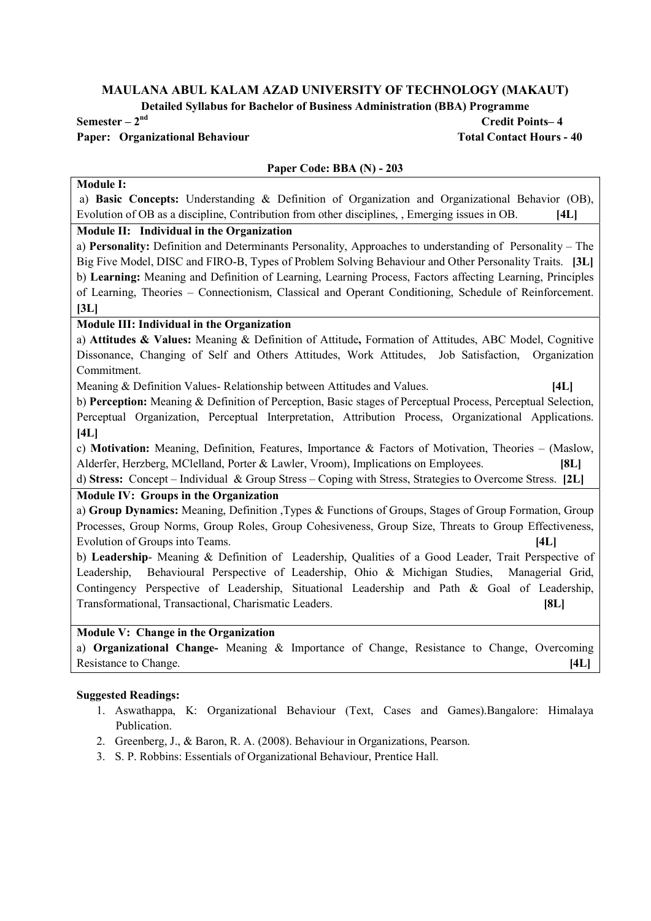# MAULANA ABUL KALAM AZAD UNIVERSITY OF TECHNOLOGY (MAKAUT)

**Detailed Syllabus for Bachelor of Business Administration (BBA) Programme**

**Semester – 2nd** | **Credit Points– 4**

**Paper: Organizational Behaviour** | **Total Contact Hours - 40**

**Paper Code: BBA (N) - 203**

**Module I:**

a) **Basic Concepts:** Understanding & Definition of Organization and Organizational Behavior (OB), Evolution of OB as a discipline, Contribution from other disciplines, , Emerging issues in OB. **[4L]**

**Module II: Individual in the Organization**

a) **Personality:** Definition and Determinants Personality, Approaches to understanding of Personality – The Big Five Model, DISC and FIRO-B, Types of Problem Solving Behaviour and Other Personality Traits. **[3L]**

b) **Learning:** Meaning and Definition of Learning, Learning Process, Factors affecting Learning, Principles of Learning, Theories – Connectionism, Classical and Operant Conditioning, Schedule of Reinforcement. **[3L]**

**Module III: Individual in the Organization**

a) **Attitudes & Values:** Meaning & Definition of Attitude**,** Formation of Attitudes, ABC Model, Cognitive Dissonance, Changing of Self and Others Attitudes, Work Attitudes, Job Satisfaction, Organization Commitment.

Meaning & Definition Values- Relationship between Attitudes and Values. **[4L]**

b) **Perception:** Meaning & Definition of Perception, Basic stages of Perceptual Process, Perceptual Selection, Perceptual Organization, Perceptual Interpretation, Attribution Process, Organizational Applications. **[4L]**

c) **Motivation:** Meaning, Definition, Features, Importance & Factors of Motivation, Theories – (Maslow, Alderfer, Herzberg, MClelland, Porter & Lawler, Vroom), Implications on Employees. **[8L]**

d) **Stress:** Concept – Individual & Group Stress – Coping with Stress, Strategies to Overcome Stress. **[2L]**

**Module IV: Groups in the Organization**

a) **Group Dynamics:** Meaning, Definition ,Types & Functions of Groups, Stages of Group Formation, Group Processes, Group Norms, Group Roles, Group Cohesiveness, Group Size, Threats to Group Effectiveness, Evolution of Groups into Teams. **[4L]**

b) **Leadership**- Meaning & Definition of Leadership, Qualities of a Good Leader, Trait Perspective of Leadership, Behavioural Perspective of Leadership, Ohio & Michigan Studies, Managerial Grid, Contingency Perspective of Leadership, Situational Leadership and Path & Goal of Leadership, Transformational, Transactional, Charismatic Leaders. **[8L]**

**Module V: Change in the Organization**

a) **Organizational Change-** Meaning & Importance of Change, Resistance to Change, Overcoming Resistance to Change. **[4L]**

**Suggested Readings:**

1. Aswathappa, K: Organizational Behaviour (Text, Cases and Games).Bangalore: Himalaya Publication.
2. Greenberg, J., & Baron, R. A. (2008). Behaviour in Organizations, Pearson.
3. S. P. Robbins: Essentials of Organizational Behaviour, Prentice Hall.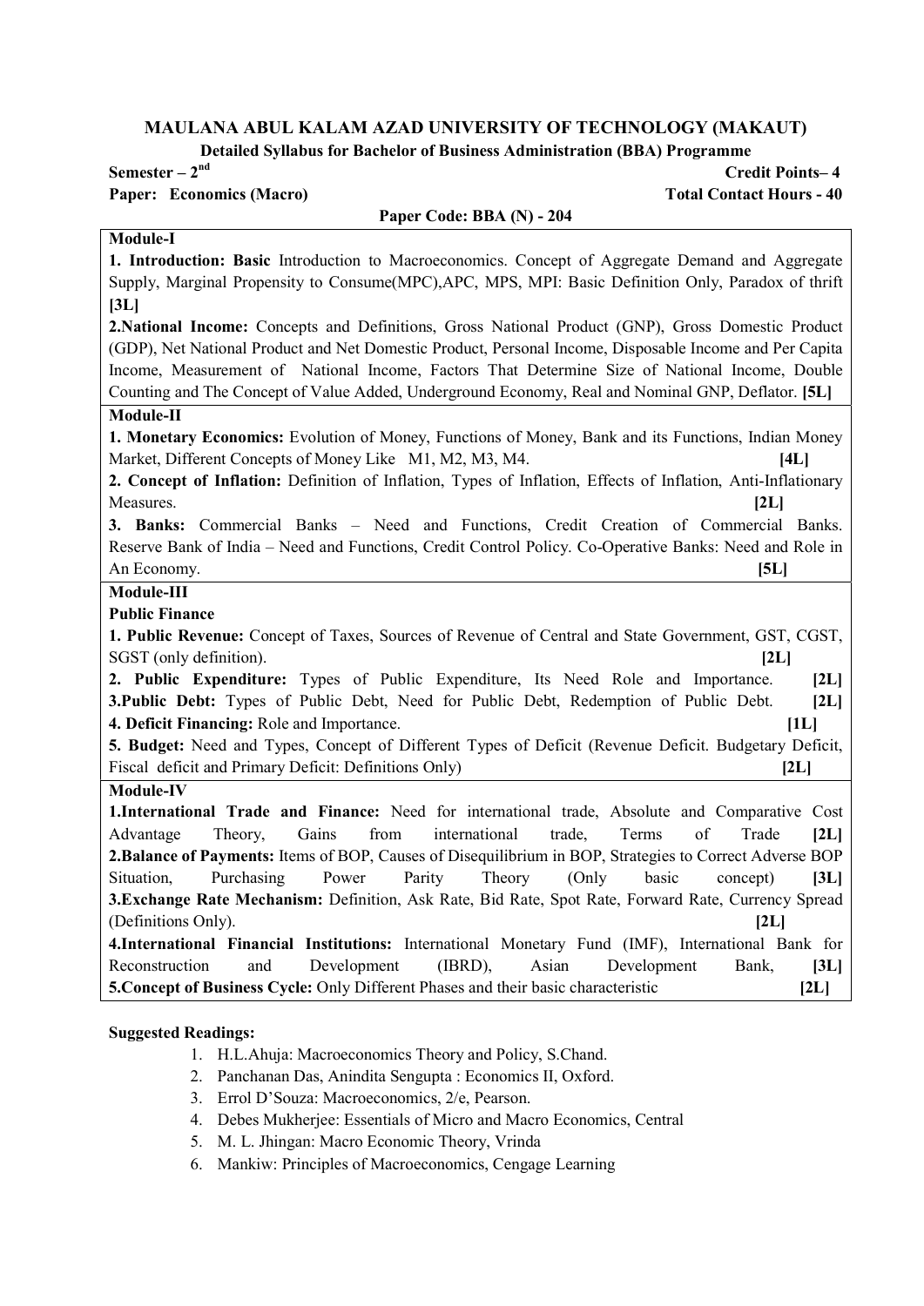# MAULANA ABUL KALAM AZAD UNIVERSITY OF TECHNOLOGY (MAKAUT)

**Detailed Syllabus for Bachelor of Business Administration (BBA) Programme**

**Semester – 2nd** **Credit Points– 4**

**Paper: Economics (Macro)** **Total Contact Hours - 40**

**Paper Code: BBA (N) - 204**

**Module-I**

**1. Introduction: Basic** Introduction to Macroeconomics. Concept of Aggregate Demand and Aggregate Supply, Marginal Propensity to Consume(MPC),APC, MPS, MPI: Basic Definition Only, Paradox of thrift **[3L]**

**2.National Income:** Concepts and Definitions, Gross National Product (GNP), Gross Domestic Product (GDP), Net National Product and Net Domestic Product, Personal Income, Disposable Income and Per Capita Income, Measurement of National Income, Factors That Determine Size of National Income, Double Counting and The Concept of Value Added, Underground Economy, Real and Nominal GNP, Deflator. **[5L]**

**Module-II**

**1. Monetary Economics:** Evolution of Money, Functions of Money, Bank and its Functions, Indian Money Market, Different Concepts of Money Like M1, M2, M3, M4. **[4L]**

**2. Concept of Inflation:** Definition of Inflation, Types of Inflation, Effects of Inflation, Anti-Inflationary Measures. **[2L]**

**3. Banks:** Commercial Banks – Need and Functions, Credit Creation of Commercial Banks. Reserve Bank of India – Need and Functions, Credit Control Policy. Co-Operative Banks: Need and Role in An Economy. **[5L]**

**Module-III**

**Public Finance**

**1. Public Revenue:** Concept of Taxes, Sources of Revenue of Central and State Government, GST, CGST, SGST (only definition). **[2L]**

**2. Public Expenditure:** Types of Public Expenditure, Its Need Role and Importance. **[2L]**

**3.Public Debt:** Types of Public Debt, Need for Public Debt, Redemption of Public Debt. **[2L]**

**4. Deficit Financing:** Role and Importance. **[1L]**

**5. Budget:** Need and Types, Concept of Different Types of Deficit (Revenue Deficit. Budgetary Deficit, Fiscal deficit and Primary Deficit: Definitions Only) **[2L]**

**Module-IV**

**1.International Trade and Finance:** Need for international trade, Absolute and Comparative Cost Advantage Theory, Gains from international trade, Terms of Trade **[2L]**

**2.Balance of Payments:** Items of BOP, Causes of Disequilibrium in BOP, Strategies to Correct Adverse BOP Situation, Purchasing Power Parity Theory (Only basic concept) **[3L]**

**3.Exchange Rate Mechanism:** Definition, Ask Rate, Bid Rate, Spot Rate, Forward Rate, Currency Spread (Definitions Only). **[2L]**

**4.International Financial Institutions:** International Monetary Fund (IMF), International Bank for Reconstruction and Development (IBRD), Asian Development Bank, **[3L]**

**5.Concept of Business Cycle:** Only Different Phases and their basic characteristic **[2L]**

**Suggested Readings:**

1. H.L.Ahuja: Macroeconomics Theory and Policy, S.Chand.
2. Panchanan Das, Anindita Sengupta : Economics II, Oxford.
3. Errol D'Souza: Macroeconomics, 2/e, Pearson.
4. Debes Mukherjee: Essentials of Micro and Macro Economics, Central
5. M. L. Jhingan: Macro Economic Theory, Vrinda
6. Mankiw: Principles of Macroeconomics, Cengage Learning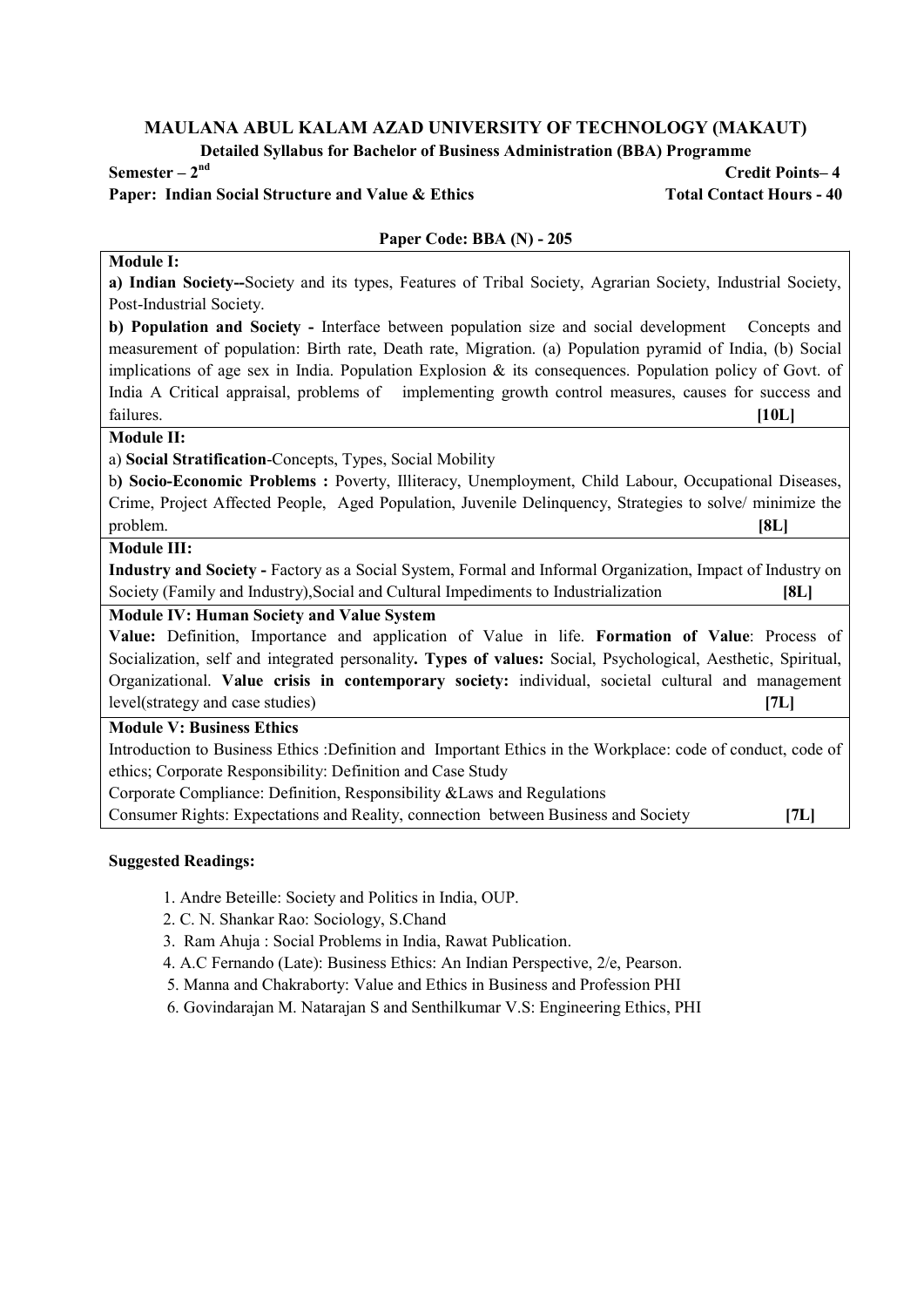## MAULANA ABUL KALAM AZAD UNIVERSITY OF TECHNOLOGY (MAKAUT)

### Detailed Syllabus for Bachelor of Business Administration (BBA) Programme

**Semester – 2nd** **Credit Points– 4**

**Paper: Indian Social Structure and Value & Ethics** **Total Contact Hours - 40**

**Paper Code: BBA (N) - 205**

| |
|---|
| **Module I:**<br>**a) Indian Society--**Society and its types, Features of Tribal Society, Agrarian Society, Industrial Society, Post-Industrial Society.<br>**b) Population and Society -** Interface between population size and social development Concepts and measurement of population: Birth rate, Death rate, Migration. (a) Population pyramid of India, (b) Social implications of age sex in India. Population Explosion & its consequences. Population policy of Govt. of India A Critical appraisal, problems of implementing growth control measures, causes for success and failures. **[10L]** |
| **Module II:**<br>a) **Social Stratification**-Concepts, Types, Social Mobility<br>b) **Socio-Economic Problems :** Poverty, Illiteracy, Unemployment, Child Labour, Occupational Diseases, Crime, Project Affected People, Aged Population, Juvenile Delinquency, Strategies to solve/ minimize the problem. **[8L]** |
| **Module III:**<br>**Industry and Society -** Factory as a Social System, Formal and Informal Organization, Impact of Industry on Society (Family and Industry),Social and Cultural Impediments to Industrialization **[8L]** |
| **Module IV: Human Society and Value System**<br>**Value:** Definition, Importance and application of Value in life. **Formation of Value**: Process of Socialization, self and integrated personality**. Types of values:** Social, Psychological, Aesthetic, Spiritual, Organizational. **Value crisis in contemporary society:** individual, societal cultural and management level(strategy and case studies) **[7L]** |
| **Module V: Business Ethics**<br>Introduction to Business Ethics :Definition and Important Ethics in the Workplace: code of conduct, code of ethics; Corporate Responsibility: Definition and Case Study<br>Corporate Compliance: Definition, Responsibility &Laws and Regulations<br>Consumer Rights: Expectations and Reality, connection between Business and Society **[7L]** |

**Suggested Readings:**

1. Andre Beteille: Society and Politics in India, OUP.
2. C. N. Shankar Rao: Sociology, S.Chand
3. Ram Ahuja : Social Problems in India, Rawat Publication.
4. A.C Fernando (Late): Business Ethics: An Indian Perspective, 2/e, Pearson.
5. Manna and Chakraborty: Value and Ethics in Business and Profession PHI
6. Govindarajan M. Natarajan S and Senthilkumar V.S: Engineering Ethics, PHI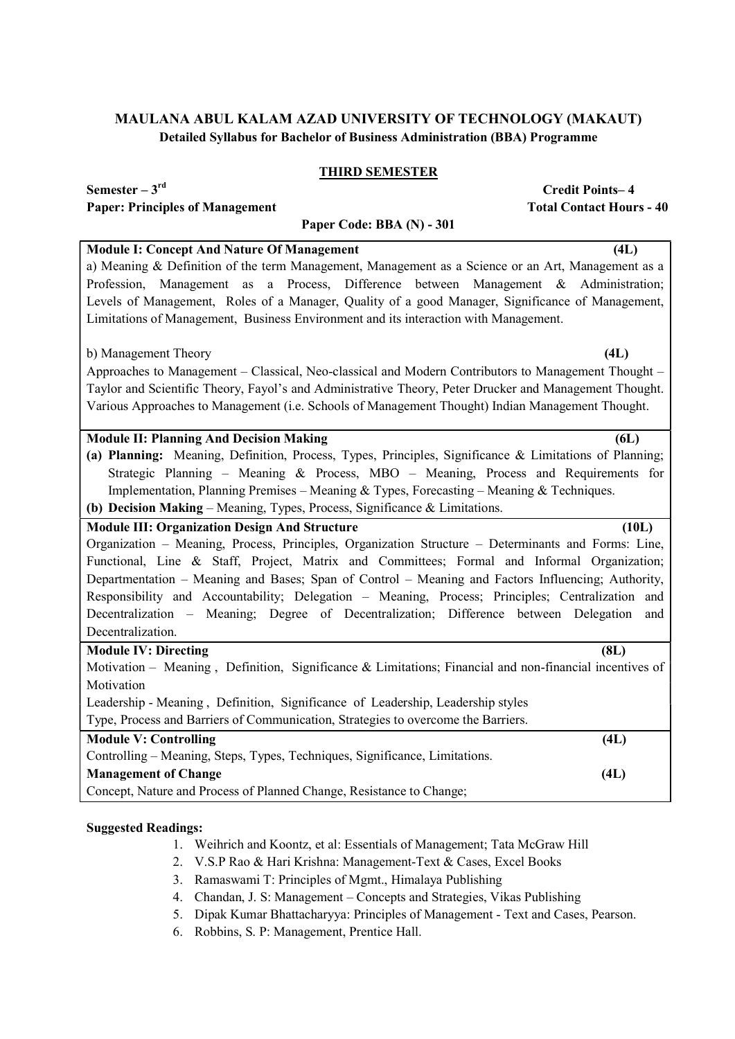## MAULANA ABUL KALAM AZAD UNIVERSITY OF TECHNOLOGY (MAKAUT)

**Detailed Syllabus for Bachelor of Business Administration (BBA) Programme**

### THIRD SEMESTER

**Semester – 3rd** **Credit Points– 4**

**Paper: Principles of Management** **Total Contact Hours - 40**

**Paper Code: BBA (N) - 301**

**Module I: Concept And Nature Of Management** **(4L)**

a) Meaning & Definition of the term Management, Management as a Science or an Art, Management as a Profession, Management as a Process, Difference between Management & Administration; Levels of Management, Roles of a Manager, Quality of a good Manager, Significance of Management, Limitations of Management, Business Environment and its interaction with Management.

b) Management Theory **(4L)**

Approaches to Management – Classical, Neo-classical and Modern Contributors to Management Thought – Taylor and Scientific Theory, Fayol's and Administrative Theory, Peter Drucker and Management Thought. Various Approaches to Management (i.e. Schools of Management Thought) Indian Management Thought.

**Module II: Planning And Decision Making** **(6L)**

**(a) Planning:** Meaning, Definition, Process, Types, Principles, Significance & Limitations of Planning; Strategic Planning – Meaning & Process, MBO – Meaning, Process and Requirements for Implementation, Planning Premises – Meaning & Types, Forecasting – Meaning & Techniques.

**(b) Decision Making** – Meaning, Types, Process, Significance & Limitations.

**Module III: Organization Design And Structure** **(10L)**

Organization – Meaning, Process, Principles, Organization Structure – Determinants and Forms: Line, Functional, Line & Staff, Project, Matrix and Committees; Formal and Informal Organization; Departmentation – Meaning and Bases; Span of Control – Meaning and Factors Influencing; Authority, Responsibility and Accountability; Delegation – Meaning, Process; Principles; Centralization and Decentralization – Meaning; Degree of Decentralization; Difference between Delegation and Decentralization.

**Module IV: Directing** **(8L)**

Motivation – Meaning , Definition, Significance & Limitations; Financial and non-financial incentives of Motivation

Leadership - Meaning , Definition, Significance of Leadership, Leadership styles

Type, Process and Barriers of Communication, Strategies to overcome the Barriers.

**Module V: Controlling** **(4L)**

Controlling – Meaning, Steps, Types, Techniques, Significance, Limitations.

**Management of Change** **(4L)**

Concept, Nature and Process of Planned Change, Resistance to Change;

**Suggested Readings:**

1. Weihrich and Koontz, et al: Essentials of Management; Tata McGraw Hill
2. V.S.P Rao & Hari Krishna: Management-Text & Cases, Excel Books
3. Ramaswami T: Principles of Mgmt., Himalaya Publishing
4. Chandan, J. S: Management – Concepts and Strategies, Vikas Publishing
5. Dipak Kumar Bhattacharyya: Principles of Management - Text and Cases, Pearson.
6. Robbins, S. P: Management, Prentice Hall.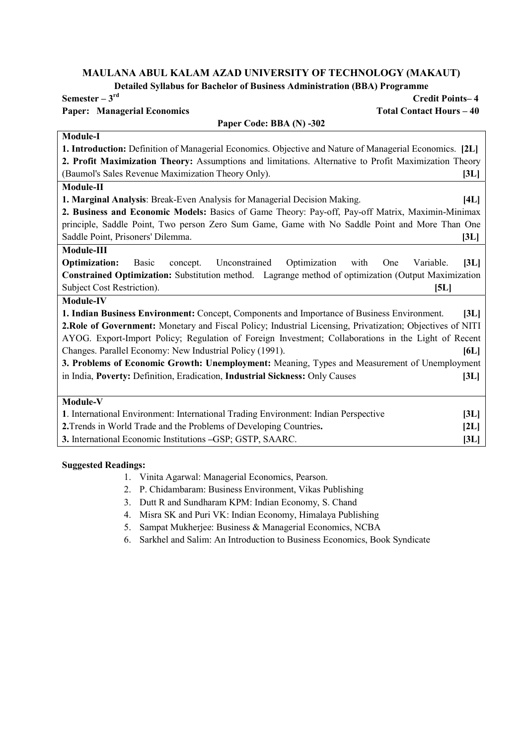## MAULANA ABUL KALAM AZAD UNIVERSITY OF TECHNOLOGY (MAKAUT)

### Detailed Syllabus for Bachelor of Business Administration (BBA) Programme

**Semester – 3rd** | **Credit Points– 4**

**Paper: Managerial Economics** | **Total Contact Hours – 40**

**Paper Code: BBA (N) -302**

**Module-I**

**1. Introduction:** Definition of Managerial Economics. Objective and Nature of Managerial Economics. **[2L]**

**2. Profit Maximization Theory:** Assumptions and limitations. Alternative to Profit Maximization Theory (Baumol's Sales Revenue Maximization Theory Only). **[3L]**

**Module-II**

**1. Marginal Analysis**: Break-Even Analysis for Managerial Decision Making. **[4L]**

**2. Business and Economic Models:** Basics of Game Theory: Pay-off, Pay-off Matrix, Maximin-Minimax principle, Saddle Point, Two person Zero Sum Game, Game with No Saddle Point and More Than One Saddle Point, Prisoners' Dilemma. **[3L]**

**Module-III**

**Optimization:** Basic concept. Unconstrained Optimization with One Variable. **[3L]**

**Constrained Optimization:** Substitution method. Lagrange method of optimization (Output Maximization Subject Cost Restriction). **[5L]**

**Module-IV**

**1. Indian Business Environment:** Concept, Components and Importance of Business Environment. **[3L]**

**2.Role of Government:** Monetary and Fiscal Policy; Industrial Licensing, Privatization; Objectives of NITI AYOG. Export-Import Policy; Regulation of Foreign Investment; Collaborations in the Light of Recent Changes. Parallel Economy: New Industrial Policy (1991). **[6L]**

**3. Problems of Economic Growth: Unemployment:** Meaning, Types and Measurement of Unemployment in India, **Poverty:** Definition, Eradication, **Industrial Sickness:** Only Causes **[3L]**

**Module-V**

**1**. International Environment: International Trading Environment: Indian Perspective **[3L]**

**2.**Trends in World Trade and the Problems of Developing Countries**.** **[2L]**

**3.** International Economic Institutions **–**GSP; GSTP, SAARC. **[3L]**

**Suggested Readings:**

1. Vinita Agarwal: Managerial Economics, Pearson.
2. P. Chidambaram: Business Environment, Vikas Publishing
3. Dutt R and Sundharam KPM: Indian Economy, S. Chand
4. Misra SK and Puri VK: Indian Economy, Himalaya Publishing
5. Sampat Mukherjee: Business & Managerial Economics, NCBA
6. Sarkhel and Salim: An Introduction to Business Economics, Book Syndicate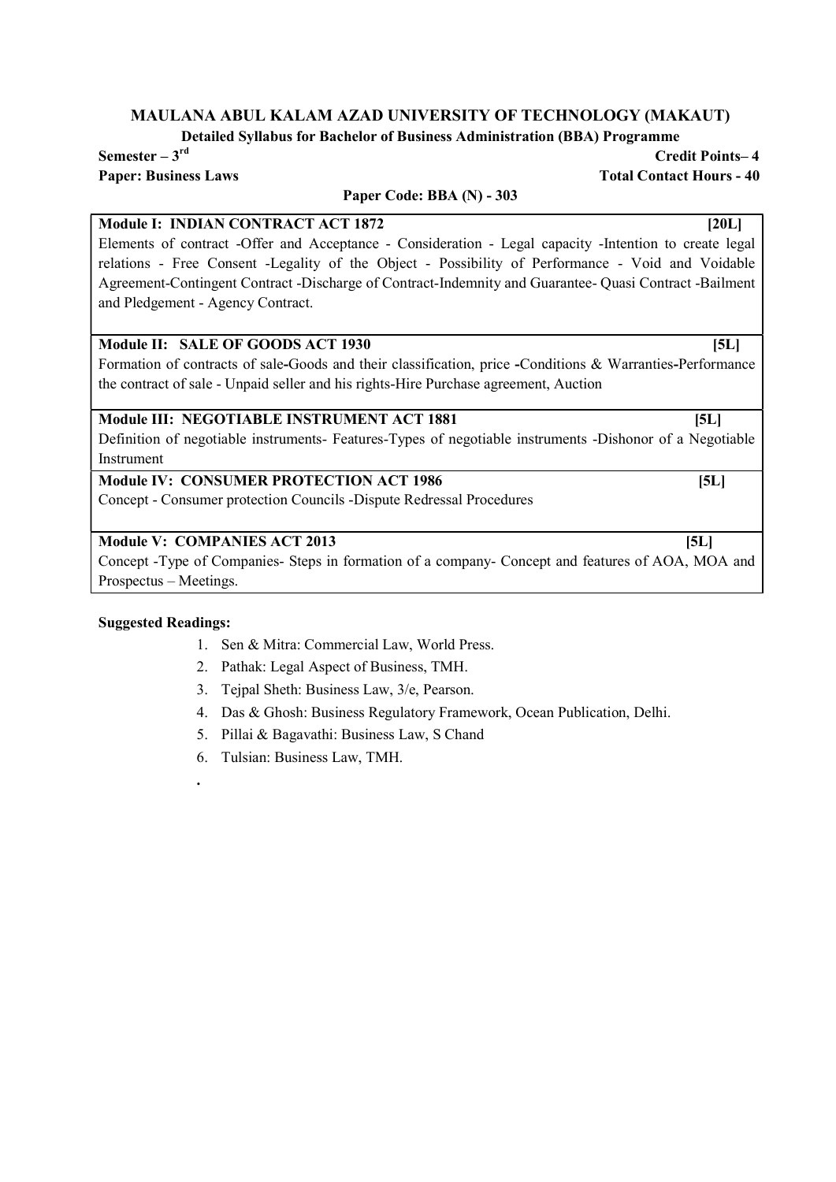**MAULANA ABUL KALAM AZAD UNIVERSITY OF TECHNOLOGY (MAKAUT)**

**Detailed Syllabus for Bachelor of Business Administration (BBA) Programme**

**Semester – 3rd** **Credit Points– 4**

**Paper: Business Laws** **Total Contact Hours - 40**

**Paper Code: BBA (N) - 303**

| **Module I: INDIAN CONTRACT ACT 1872** **[20L]** |
|---|
| Elements of contract -Offer and Acceptance - Consideration - Legal capacity -Intention to create legal relations - Free Consent -Legality of the Object - Possibility of Performance - Void and Voidable Agreement-Contingent Contract -Discharge of Contract-Indemnity and Guarantee- Quasi Contract -Bailment and Pledgement - Agency Contract. |
| **Module II: SALE OF GOODS ACT 1930** **[5L]** |
| Formation of contracts of sale-Goods and their classification, price -Conditions & Warranties-Performance the contract of sale - Unpaid seller and his rights-Hire Purchase agreement, Auction |
| **Module III: NEGOTIABLE INSTRUMENT ACT 1881** **[5L]** |
| Definition of negotiable instruments- Features-Types of negotiable instruments -Dishonor of a Negotiable Instrument |
| **Module IV: CONSUMER PROTECTION ACT 1986** **[5L]** |
| Concept - Consumer protection Councils -Dispute Redressal Procedures |
| **Module V: COMPANIES ACT 2013** **[5L]** |
| Concept -Type of Companies- Steps in formation of a company- Concept and features of AOA, MOA and Prospectus – Meetings. |

**Suggested Readings:**

1. Sen & Mitra: Commercial Law, World Press.
2. Pathak: Legal Aspect of Business, TMH.
3. Tejpal Sheth: Business Law, 3/e, Pearson.
4. Das & Ghosh: Business Regulatory Framework, Ocean Publication, Delhi.
5. Pillai & Bagavathi: Business Law, S Chand
6. Tulsian: Business Law, TMH.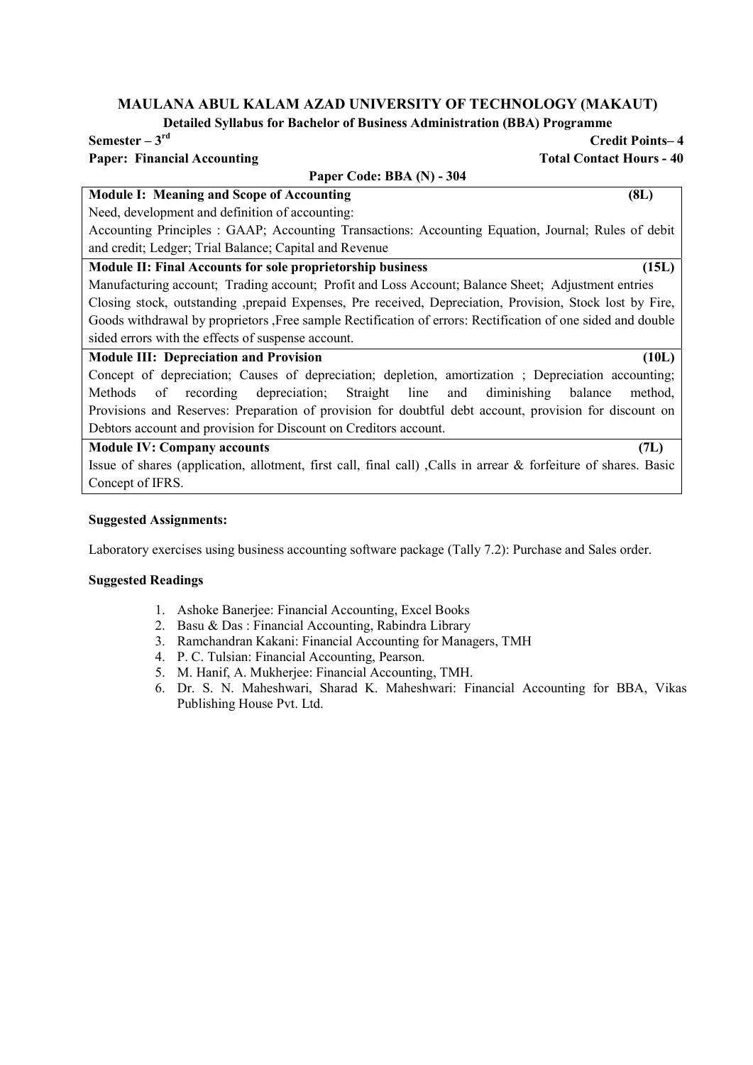## MAULANA ABUL KALAM AZAD UNIVERSITY OF TECHNOLOGY (MAKAUT)

**Detailed Syllabus for Bachelor of Business Administration (BBA) Programme**

**Semester – 3rd** | **Credit Points– 4**

**Paper: Financial Accounting** | **Total Contact Hours - 40**

**Paper Code: BBA (N) - 304**

| **Module I: Meaning and Scope of Accounting** | **(8L)** |
|---|---|
| Need, development and definition of accounting: Accounting Principles : GAAP; Accounting Transactions: Accounting Equation, Journal; Rules of debit and credit; Ledger; Trial Balance; Capital and Revenue | |
| **Module II: Final Accounts for sole proprietorship business** | **(15L)** |
| Manufacturing account; Trading account; Profit and Loss Account; Balance Sheet; Adjustment entries Closing stock, outstanding ,prepaid Expenses, Pre received, Depreciation, Provision, Stock lost by Fire, Goods withdrawal by proprietors ,Free sample Rectification of errors: Rectification of one sided and double sided errors with the effects of suspense account. | |
| **Module III: Depreciation and Provision** | **(10L)** |
| Concept of depreciation; Causes of depreciation; depletion, amortization ; Depreciation accounting; Methods of recording depreciation; Straight line and diminishing balance method, Provisions and Reserves: Preparation of provision for doubtful debt account, provision for discount on Debtors account and provision for Discount on Creditors account. | |
| **Module IV: Company accounts** | **(7L)** |
| Issue of shares (application, allotment, first call, final call) ,Calls in arrear & forfeiture of shares. Basic Concept of IFRS. | |

**Suggested Assignments:**

Laboratory exercises using business accounting software package (Tally 7.2): Purchase and Sales order.

**Suggested Readings**

1. Ashoke Banerjee: Financial Accounting, Excel Books
2. Basu & Das : Financial Accounting, Rabindra Library
3. Ramchandran Kakani: Financial Accounting for Managers, TMH
4. P. C. Tulsian: Financial Accounting, Pearson.
5. M. Hanif, A. Mukherjee: Financial Accounting, TMH.
6. Dr. S. N. Maheshwari, Sharad K. Maheshwari: Financial Accounting for BBA, Vikas Publishing House Pvt. Ltd.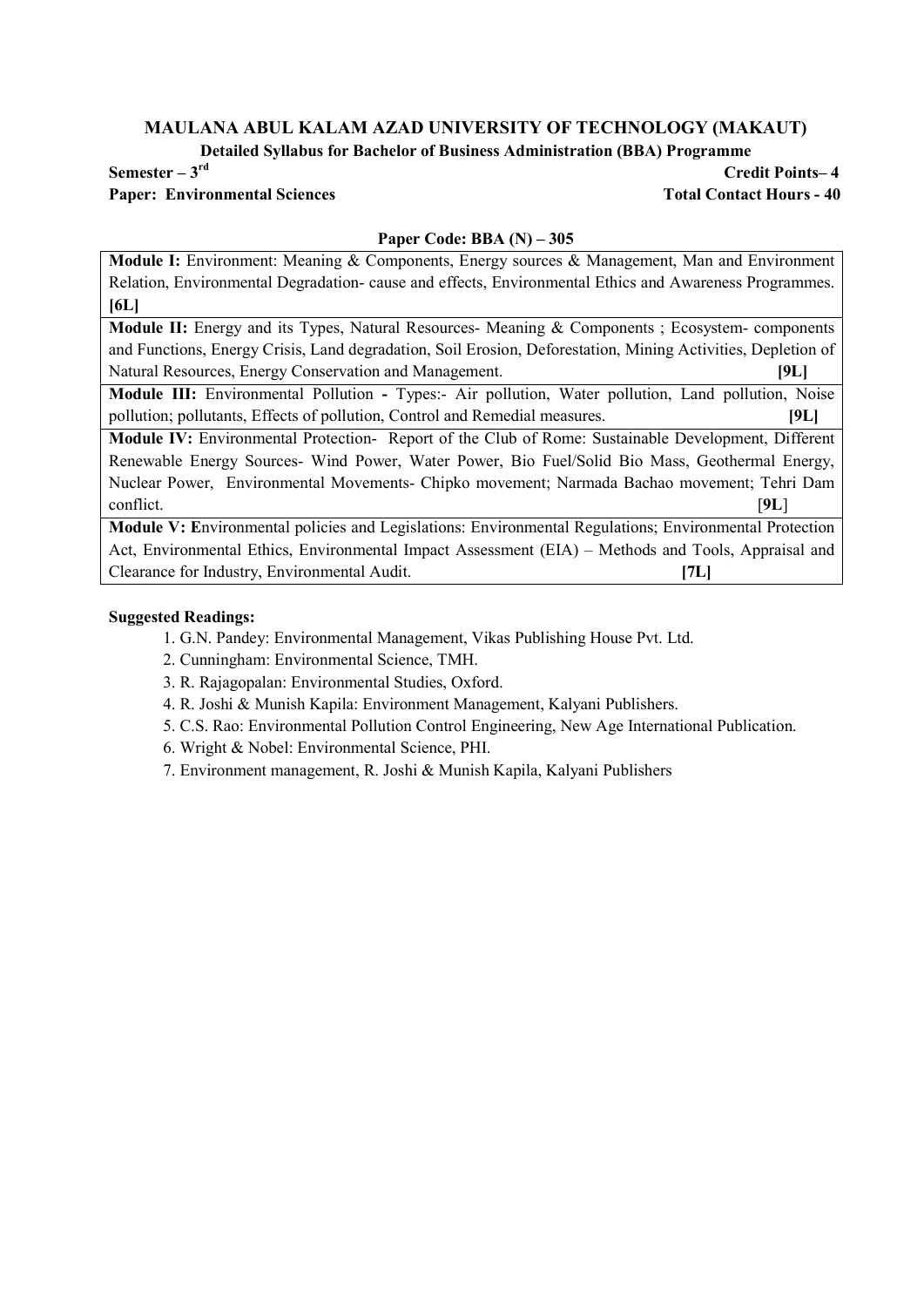# MAULANA ABUL KALAM AZAD UNIVERSITY OF TECHNOLOGY (MAKAUT)

## Detailed Syllabus for Bachelor of Business Administration (BBA) Programme

**Semester – 3rd** **Credit Points– 4**

**Paper: Environmental Sciences** **Total Contact Hours - 40**

**Paper Code: BBA (N) – 305**

| |
|---|
| **Module I:** Environment: Meaning & Components, Energy sources & Management, Man and Environment Relation, Environmental Degradation- cause and effects, Environmental Ethics and Awareness Programmes. **[6L]** |
| **Module II:** Energy and its Types, Natural Resources- Meaning & Components ; Ecosystem- components and Functions, Energy Crisis, Land degradation, Soil Erosion, Deforestation, Mining Activities, Depletion of Natural Resources, Energy Conservation and Management. **[9L]** |
| **Module III:** Environmental Pollution **-** Types:- Air pollution, Water pollution, Land pollution, Noise pollution; pollutants, Effects of pollution, Control and Remedial measures. **[9L]** |
| **Module IV:** Environmental Protection- Report of the Club of Rome: Sustainable Development, Different Renewable Energy Sources- Wind Power, Water Power, Bio Fuel/Solid Bio Mass, Geothermal Energy, Nuclear Power, Environmental Movements- Chipko movement; Narmada Bachao movement; Tehri Dam conflict. [**9L**] |
| **Module V: E**nvironmental policies and Legislations: Environmental Regulations; Environmental Protection Act, Environmental Ethics, Environmental Impact Assessment (EIA) – Methods and Tools, Appraisal and Clearance for Industry, Environmental Audit. **[7L]** |

**Suggested Readings:**

1. G.N. Pandey: Environmental Management, Vikas Publishing House Pvt. Ltd.
2. Cunningham: Environmental Science, TMH.
3. R. Rajagopalan: Environmental Studies, Oxford.
4. R. Joshi & Munish Kapila: Environment Management, Kalyani Publishers.
5. C.S. Rao: Environmental Pollution Control Engineering, New Age International Publication.
6. Wright & Nobel: Environmental Science, PHI.
7. Environment management, R. Joshi & Munish Kapila, Kalyani Publishers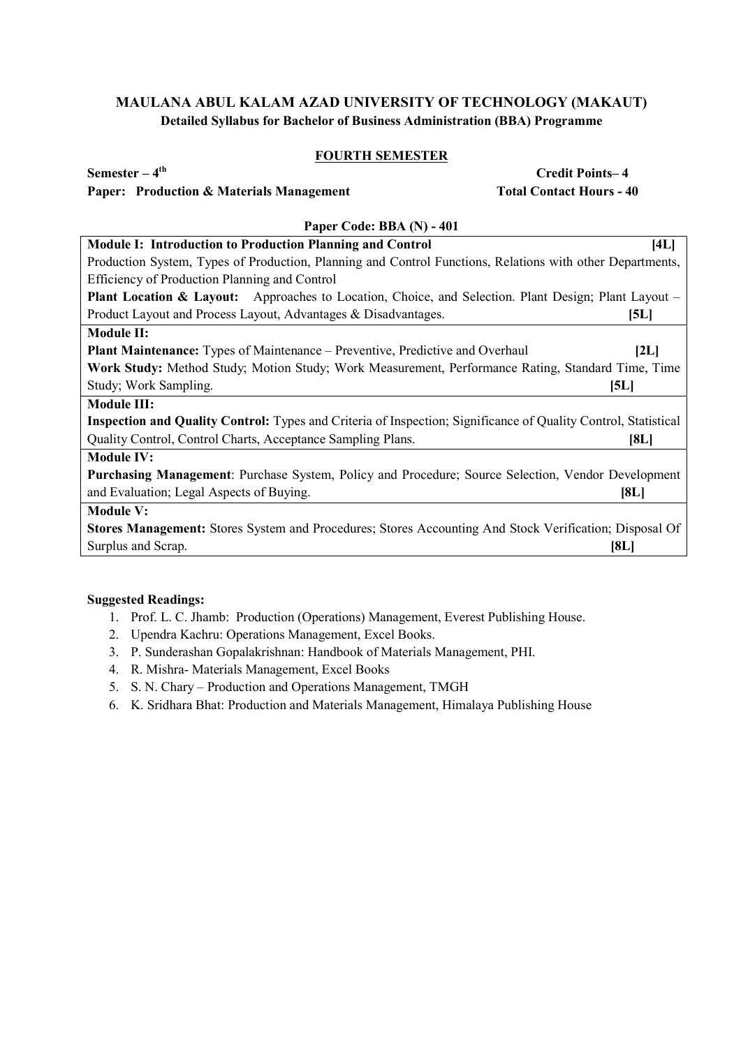## MAULANA ABUL KALAM AZAD UNIVERSITY OF TECHNOLOGY (MAKAUT)

### Detailed Syllabus for Bachelor of Business Administration (BBA) Programme

#### FOURTH SEMESTER

**Semester – 4th** **Credit Points– 4**

**Paper: Production & Materials Management** **Total Contact Hours - 40**

**Paper Code: BBA (N) - 401**

| |
|---|
| **Module I: Introduction to Production Planning and Control** **[4L]** |
| Production System, Types of Production, Planning and Control Functions, Relations with other Departments, Efficiency of Production Planning and Control |
| **Plant Location & Layout:** Approaches to Location, Choice, and Selection. Plant Design; Plant Layout – Product Layout and Process Layout, Advantages & Disadvantages. **[5L]** |
| **Module II:** |
| **Plant Maintenance:** Types of Maintenance – Preventive, Predictive and Overhaul **[2L]** |
| **Work Study:** Method Study; Motion Study; Work Measurement, Performance Rating, Standard Time, Time Study; Work Sampling. **[5L]** |
| **Module III:** |
| **Inspection and Quality Control:** Types and Criteria of Inspection; Significance of Quality Control, Statistical Quality Control, Control Charts, Acceptance Sampling Plans. **[8L]** |
| **Module IV:** |
| **Purchasing Management**: Purchase System, Policy and Procedure; Source Selection, Vendor Development and Evaluation; Legal Aspects of Buying. **[8L]** |
| **Module V:** |
| **Stores Management:** Stores System and Procedures; Stores Accounting And Stock Verification; Disposal Of Surplus and Scrap. **[8L]** |

**Suggested Readings:**

1. Prof. L. C. Jhamb: Production (Operations) Management, Everest Publishing House.
2. Upendra Kachru: Operations Management, Excel Books.
3. P. Sunderashan Gopalakrishnan: Handbook of Materials Management, PHI.
4. R. Mishra- Materials Management, Excel Books
5. S. N. Chary – Production and Operations Management, TMGH
6. K. Sridhara Bhat: Production and Materials Management, Himalaya Publishing House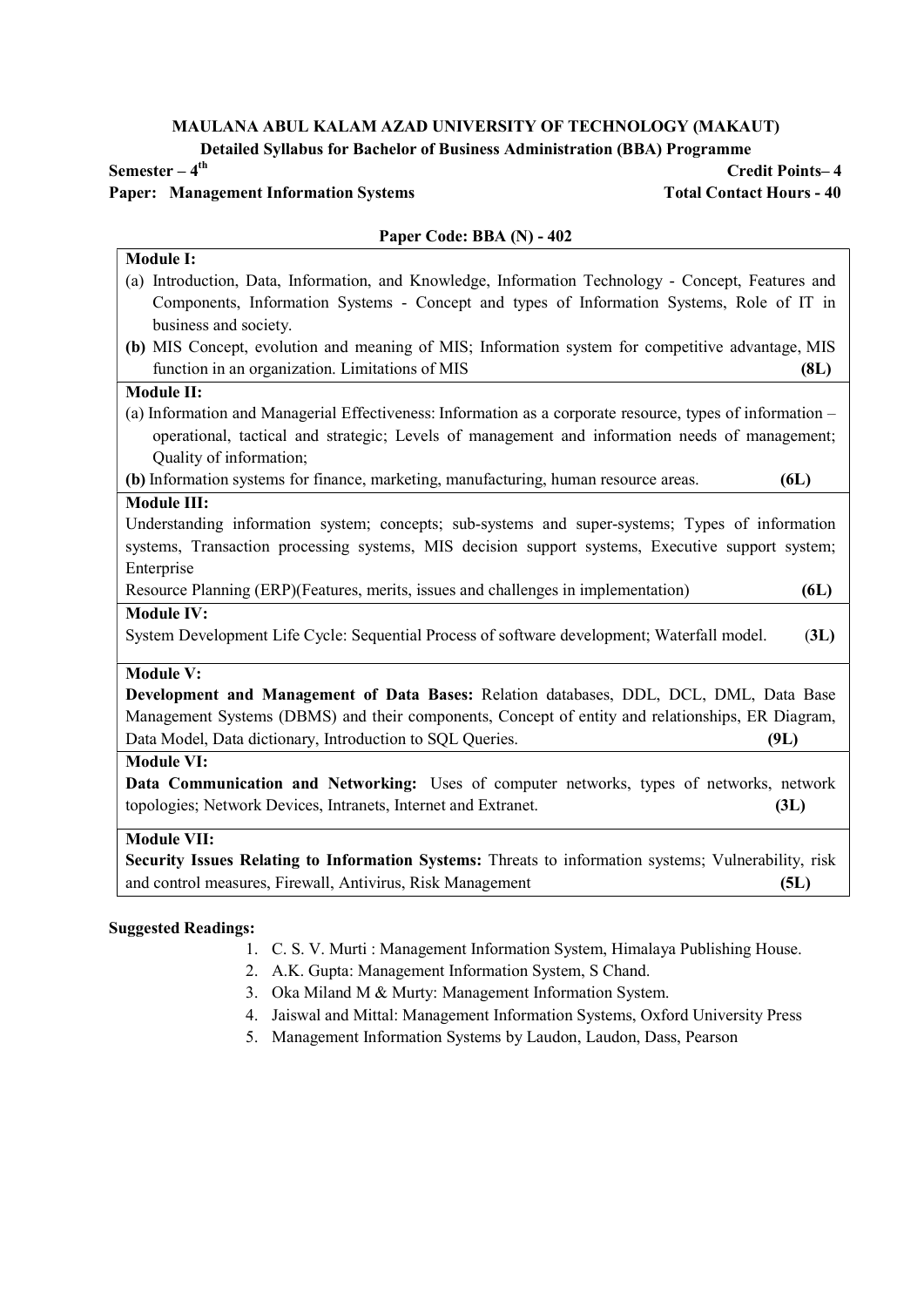**MAULANA ABUL KALAM AZAD UNIVERSITY OF TECHNOLOGY (MAKAUT)**

**Detailed Syllabus for Bachelor of Business Administration (BBA) Programme**

**Semester – 4th** **Credit Points– 4**

**Paper: Management Information Systems** **Total Contact Hours - 40**

**Paper Code: BBA (N) - 402**

**Module I:**

(a) Introduction, Data, Information, and Knowledge, Information Technology - Concept, Features and Components, Information Systems - Concept and types of Information Systems, Role of IT in business and society.

**(b)** MIS Concept, evolution and meaning of MIS; Information system for competitive advantage, MIS function in an organization. Limitations of MIS **(8L)**

**Module II:**

(a) Information and Managerial Effectiveness: Information as a corporate resource, types of information – operational, tactical and strategic; Levels of management and information needs of management; Quality of information;

**(b)** Information systems for finance, marketing, manufacturing, human resource areas. **(6L)**

**Module III:**

Understanding information system; concepts; sub-systems and super-systems; Types of information systems, Transaction processing systems, MIS decision support systems, Executive support system; Enterprise

Resource Planning (ERP)(Features, merits, issues and challenges in implementation) **(6L)**

**Module IV:**

System Development Life Cycle: Sequential Process of software development; Waterfall model. **(3L)**

**Module V:**

**Development and Management of Data Bases:** Relation databases, DDL, DCL, DML, Data Base Management Systems (DBMS) and their components, Concept of entity and relationships, ER Diagram, Data Model, Data dictionary, Introduction to SQL Queries. **(9L)**

**Module VI:**

**Data Communication and Networking:** Uses of computer networks, types of networks, network topologies; Network Devices, Intranets, Internet and Extranet. **(3L)**

**Module VII:**

**Security Issues Relating to Information Systems:** Threats to information systems; Vulnerability, risk and control measures, Firewall, Antivirus, Risk Management **(5L)**

**Suggested Readings:**

1. C. S. V. Murti : Management Information System, Himalaya Publishing House.
2. A.K. Gupta: Management Information System, S Chand.
3. Oka Miland M & Murty: Management Information System.
4. Jaiswal and Mittal: Management Information Systems, Oxford University Press
5. Management Information Systems by Laudon, Laudon, Dass, Pearson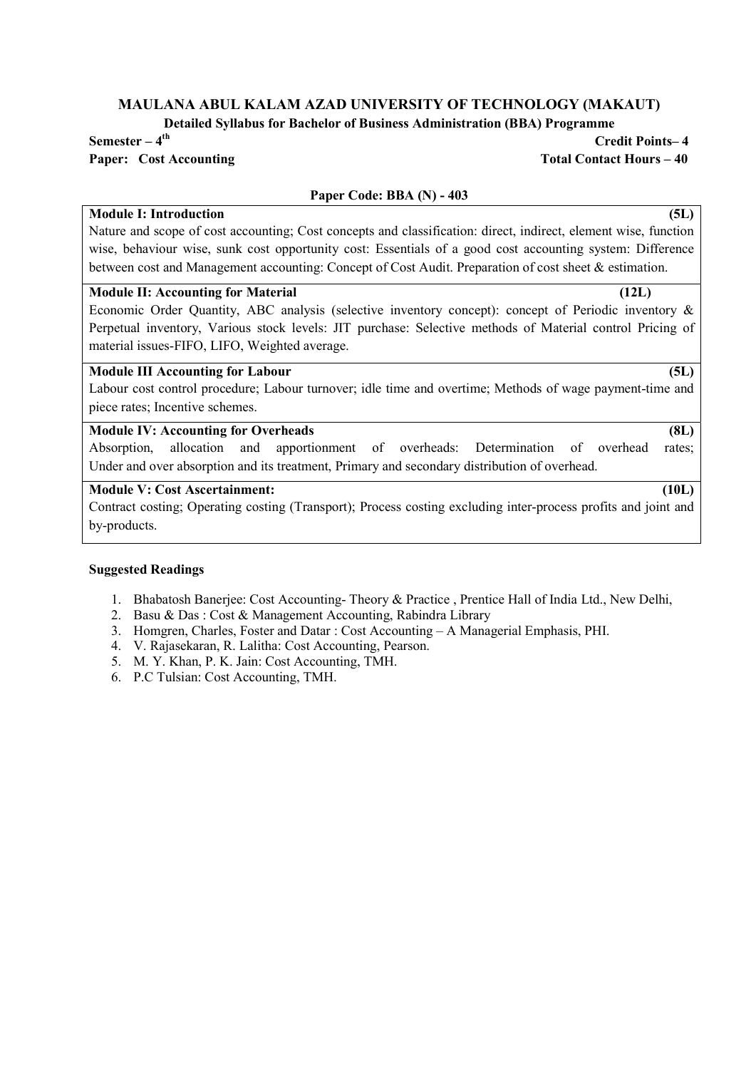# MAULANA ABUL KALAM AZAD UNIVERSITY OF TECHNOLOGY (MAKAUT)

## Detailed Syllabus for Bachelor of Business Administration (BBA) Programme

**Semester – 4th** **Credit Points– 4**

**Paper: Cost Accounting** **Total Contact Hours – 40**

**Paper Code: BBA (N) - 403**

| **Module I: Introduction** **(5L)** |
|---|
| Nature and scope of cost accounting; Cost concepts and classification: direct, indirect, element wise, function wise, behaviour wise, sunk cost opportunity cost: Essentials of a good cost accounting system: Difference between cost and Management accounting: Concept of Cost Audit. Preparation of cost sheet & estimation. |
| **Module II: Accounting for Material** **(12L)** |
| Economic Order Quantity, ABC analysis (selective inventory concept): concept of Periodic inventory & Perpetual inventory, Various stock levels: JIT purchase: Selective methods of Material control Pricing of material issues-FIFO, LIFO, Weighted average. |
| **Module III Accounting for Labour** **(5L)** |
| Labour cost control procedure; Labour turnover; idle time and overtime; Methods of wage payment-time and piece rates; Incentive schemes. |
| **Module IV: Accounting for Overheads** **(8L)** |
| Absorption, allocation and apportionment of overheads: Determination of overhead rates; Under and over absorption and its treatment, Primary and secondary distribution of overhead. |
| **Module V: Cost Ascertainment:** **(10L)** |
| Contract costing; Operating costing (Transport); Process costing excluding inter-process profits and joint and by-products. |

**Suggested Readings**

1. Bhabatosh Banerjee: Cost Accounting- Theory & Practice , Prentice Hall of India Ltd., New Delhi,
2. Basu & Das : Cost & Management Accounting, Rabindra Library
3. Homgren, Charles, Foster and Datar : Cost Accounting – A Managerial Emphasis, PHI.
4. V. Rajasekaran, R. Lalitha: Cost Accounting, Pearson.
5. M. Y. Khan, P. K. Jain: Cost Accounting, TMH.
6. P.C Tulsian: Cost Accounting, TMH.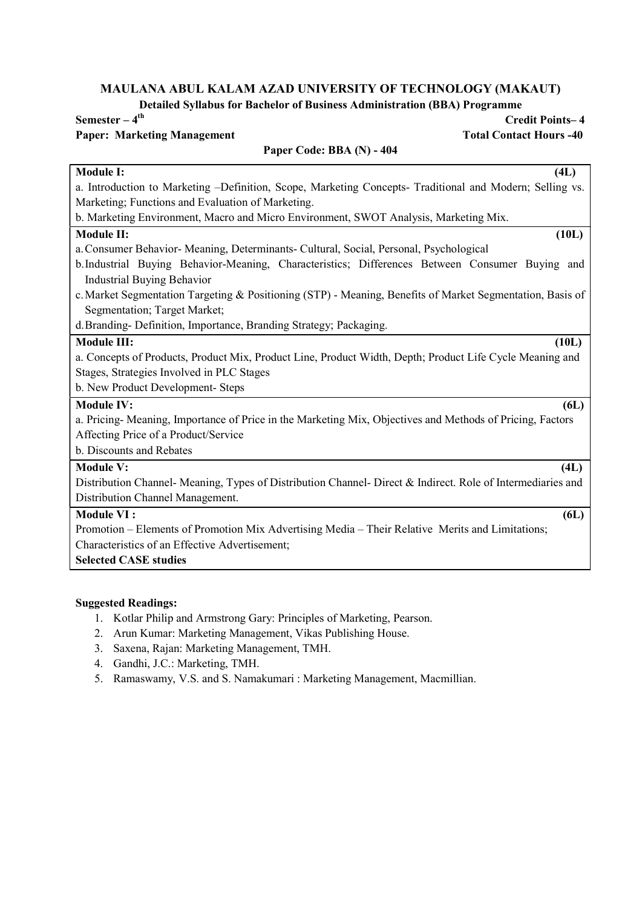## MAULANA ABUL KALAM AZAD UNIVERSITY OF TECHNOLOGY (MAKAUT)

### Detailed Syllabus for Bachelor of Business Administration (BBA) Programme

**Semester – 4th** **Credit Points– 4**

**Paper: Marketing Management** **Total Contact Hours -40**

**Paper Code: BBA (N) - 404**

| **Module I:** **(4L)** |
|---|
| a. Introduction to Marketing –Definition, Scope, Marketing Concepts- Traditional and Modern; Selling vs. Marketing; Functions and Evaluation of Marketing.<br>b. Marketing Environment, Macro and Micro Environment, SWOT Analysis, Marketing Mix. |
| **Module II:** **(10L)** |
| a. Consumer Behavior- Meaning, Determinants- Cultural, Social, Personal, Psychological<br>b. Industrial Buying Behavior-Meaning, Characteristics; Differences Between Consumer Buying and Industrial Buying Behavior<br>c. Market Segmentation Targeting & Positioning (STP) - Meaning, Benefits of Market Segmentation, Basis of Segmentation; Target Market;<br>d. Branding- Definition, Importance, Branding Strategy; Packaging. |
| **Module III:** **(10L)** |
| a. Concepts of Products, Product Mix, Product Line, Product Width, Depth; Product Life Cycle Meaning and Stages, Strategies Involved in PLC Stages<br>b. New Product Development- Steps |
| **Module IV:** **(6L)** |
| a. Pricing- Meaning, Importance of Price in the Marketing Mix, Objectives and Methods of Pricing, Factors Affecting Price of a Product/Service<br>b. Discounts and Rebates |
| **Module V:** **(4L)** |
| Distribution Channel- Meaning, Types of Distribution Channel- Direct & Indirect. Role of Intermediaries and Distribution Channel Management. |
| **Module VI :** **(6L)** |
| Promotion – Elements of Promotion Mix Advertising Media – Their Relative Merits and Limitations; Characteristics of an Effective Advertisement;<br>**Selected CASE studies** |

**Suggested Readings:**

1. Kotlar Philip and Armstrong Gary: Principles of Marketing, Pearson.
2. Arun Kumar: Marketing Management, Vikas Publishing House.
3. Saxena, Rajan: Marketing Management, TMH.
4. Gandhi, J.C.: Marketing, TMH.
5. Ramaswamy, V.S. and S. Namakumari : Marketing Management, Macmillian.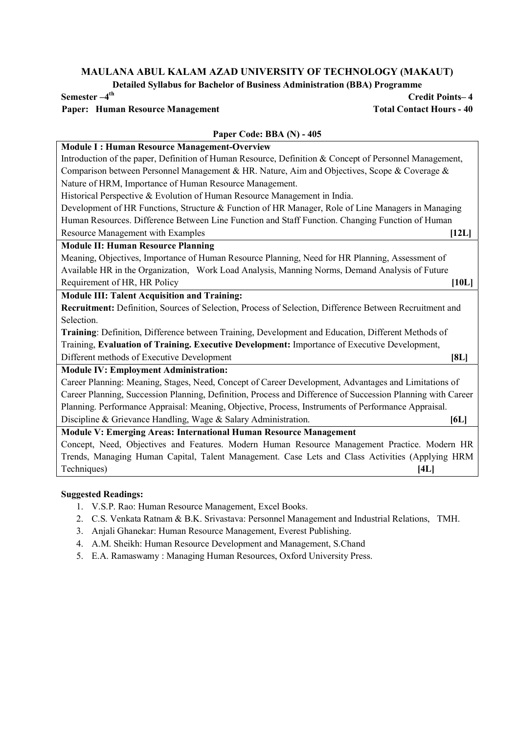# MAULANA ABUL KALAM AZAD UNIVERSITY OF TECHNOLOGY (MAKAUT)

## Detailed Syllabus for Bachelor of Business Administration (BBA) Programme

**Semester –4th** **Credit Points– 4**

**Paper: Human Resource Management** **Total Contact Hours - 40**

**Paper Code: BBA (N) - 405**

| |
|---|
| **Module I : Human Resource Management-Overview** |
| Introduction of the paper, Definition of Human Resource, Definition & Concept of Personnel Management, Comparison between Personnel Management & HR. Nature, Aim and Objectives, Scope & Coverage & Nature of HRM, Importance of Human Resource Management. Historical Perspective & Evolution of Human Resource Management in India. Development of HR Functions, Structure & Function of HR Manager, Role of Line Managers in Managing Human Resources. Difference Between Line Function and Staff Function. Changing Function of Human Resource Management with Examples **[12L]** |
| **Module II: Human Resource Planning** |
| Meaning, Objectives, Importance of Human Resource Planning, Need for HR Planning, Assessment of Available HR in the Organization, Work Load Analysis, Manning Norms, Demand Analysis of Future Requirement of HR, HR Policy **[10L]** |
| **Module III: Talent Acquisition and Training:** |
| **Recruitment:** Definition, Sources of Selection, Process of Selection, Difference Between Recruitment and Selection. **Training**: Definition, Difference between Training, Development and Education, Different Methods of Training, **Evaluation of Training. Executive Development:** Importance of Executive Development, Different methods of Executive Development **[8L]** |
| **Module IV: Employment Administration:** |
| Career Planning: Meaning, Stages, Need, Concept of Career Development, Advantages and Limitations of Career Planning, Succession Planning, Definition, Process and Difference of Succession Planning with Career Planning. Performance Appraisal: Meaning, Objective, Process, Instruments of Performance Appraisal. Discipline & Grievance Handling, Wage & Salary Administration. **[6L]** |
| **Module V: Emerging Areas: International Human Resource Management** |
| Concept, Need, Objectives and Features. Modern Human Resource Management Practice. Modern HR Trends, Managing Human Capital, Talent Management. Case Lets and Class Activities (Applying HRM Techniques) **[4L]** |

**Suggested Readings:**

1. V.S.P. Rao: Human Resource Management, Excel Books.
2. C.S. Venkata Ratnam & B.K. Srivastava: Personnel Management and Industrial Relations, TMH.
3. Anjali Ghanekar: Human Resource Management, Everest Publishing.
4. A.M. Sheikh: Human Resource Development and Management, S.Chand
5. E.A. Ramaswamy : Managing Human Resources, Oxford University Press.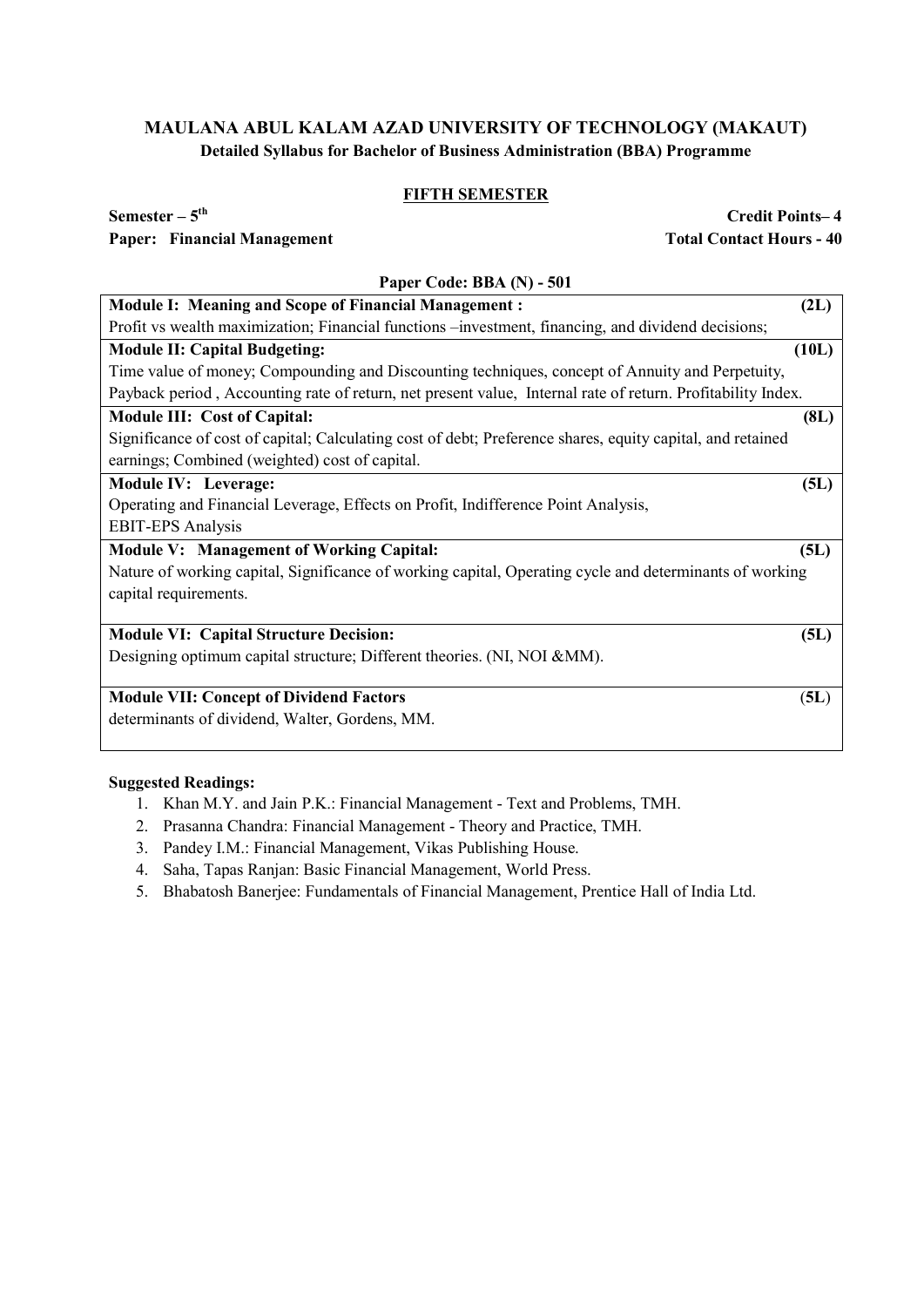## MAULANA ABUL KALAM AZAD UNIVERSITY OF TECHNOLOGY (MAKAUT)

### Detailed Syllabus for Bachelor of Business Administration (BBA) Programme

**FIFTH SEMESTER**

**Semester – 5th** **Credit Points– 4**

**Paper: Financial Management** **Total Contact Hours - 40**

**Paper Code: BBA (N) - 501**

| | |
|---|---|
| **Module I: Meaning and Scope of Financial Management :** | **(2L)** |
| Profit vs wealth maximization; Financial functions –investment, financing, and dividend decisions; | |
| **Module II: Capital Budgeting:** | **(10L)** |
| Time value of money; Compounding and Discounting techniques, concept of Annuity and Perpetuity, Payback period , Accounting rate of return, net present value, Internal rate of return. Profitability Index. | |
| **Module III: Cost of Capital:** | **(8L)** |
| Significance of cost of capital; Calculating cost of debt; Preference shares, equity capital, and retained earnings; Combined (weighted) cost of capital. | |
| **Module IV: Leverage:** | **(5L)** |
| Operating and Financial Leverage, Effects on Profit, Indifference Point Analysis, EBIT-EPS Analysis | |
| **Module V: Management of Working Capital:** | **(5L)** |
| Nature of working capital, Significance of working capital, Operating cycle and determinants of working capital requirements. | |
| **Module VI: Capital Structure Decision:** | **(5L)** |
| Designing optimum capital structure; Different theories. (NI, NOI &MM). | |
| **Module VII: Concept of Dividend Factors** | **(5L)** |
| determinants of dividend, Walter, Gordens, MM. | |

**Suggested Readings:**

1. Khan M.Y. and Jain P.K.: Financial Management - Text and Problems, TMH.
2. Prasanna Chandra: Financial Management - Theory and Practice, TMH.
3. Pandey I.M.: Financial Management, Vikas Publishing House.
4. Saha, Tapas Ranjan: Basic Financial Management, World Press.
5. Bhabatosh Banerjee: Fundamentals of Financial Management, Prentice Hall of India Ltd.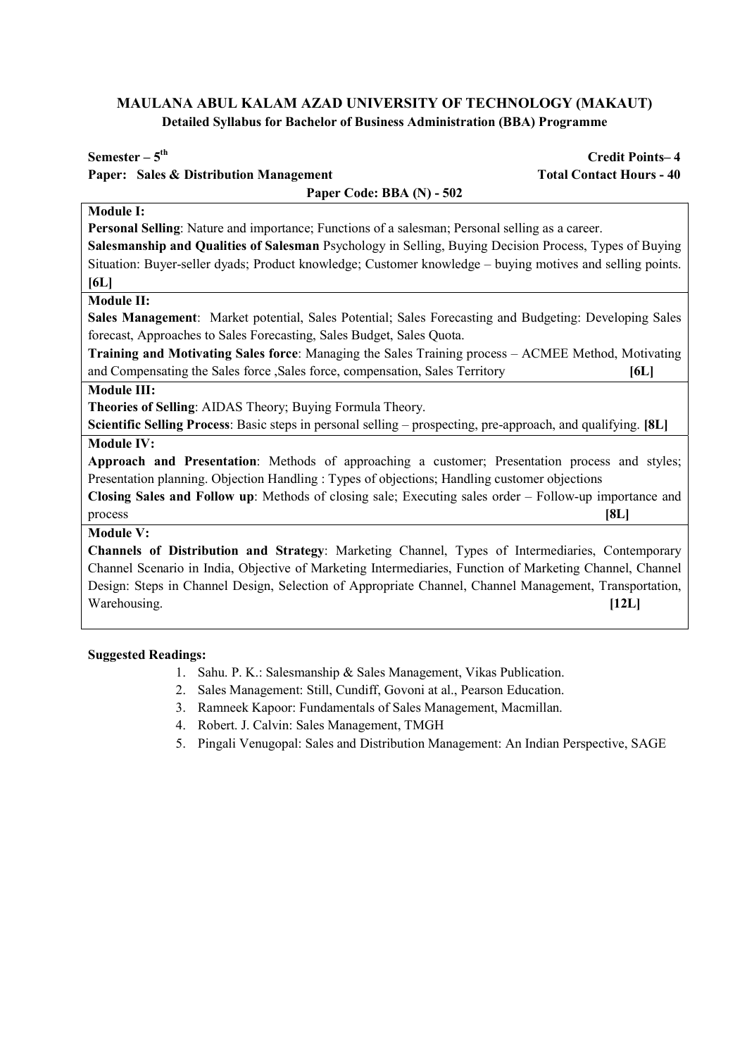## MAULANA ABUL KALAM AZAD UNIVERSITY OF TECHNOLOGY (MAKAUT)

### Detailed Syllabus for Bachelor of Business Administration (BBA) Programme

**Semester – 5th** **Credit Points– 4**

**Paper: Sales & Distribution Management** **Total Contact Hours - 40**

**Paper Code: BBA (N) - 502**

**Module I:**

**Personal Selling**: Nature and importance; Functions of a salesman; Personal selling as a career.

**Salesmanship and Qualities of Salesman** Psychology in Selling, Buying Decision Process, Types of Buying Situation: Buyer-seller dyads; Product knowledge; Customer knowledge – buying motives and selling points. **[6L]**

**Module II:**

**Sales Management**: Market potential, Sales Potential; Sales Forecasting and Budgeting: Developing Sales forecast, Approaches to Sales Forecasting, Sales Budget, Sales Quota.

**Training and Motivating Sales force**: Managing the Sales Training process – ACMEE Method, Motivating and Compensating the Sales force ,Sales force, compensation, Sales Territory **[6L]**

**Module III:**

**Theories of Selling**: AIDAS Theory; Buying Formula Theory.

**Scientific Selling Process**: Basic steps in personal selling – prospecting, pre-approach, and qualifying. **[8L]**

**Module IV:**

**Approach and Presentation**: Methods of approaching a customer; Presentation process and styles; Presentation planning. Objection Handling : Types of objections; Handling customer objections

**Closing Sales and Follow up**: Methods of closing sale; Executing sales order – Follow-up importance and process **[8L]**

**Module V:**

**Channels of Distribution and Strategy**: Marketing Channel, Types of Intermediaries, Contemporary Channel Scenario in India, Objective of Marketing Intermediaries, Function of Marketing Channel, Channel Design: Steps in Channel Design, Selection of Appropriate Channel, Channel Management, Transportation, Warehousing. **[12L]**

**Suggested Readings:**

1. Sahu. P. K.: Salesmanship & Sales Management, Vikas Publication.
2. Sales Management: Still, Cundiff, Govoni at al., Pearson Education.
3. Ramneek Kapoor: Fundamentals of Sales Management, Macmillan.
4. Robert. J. Calvin: Sales Management, TMGH
5. Pingali Venugopal: Sales and Distribution Management: An Indian Perspective, SAGE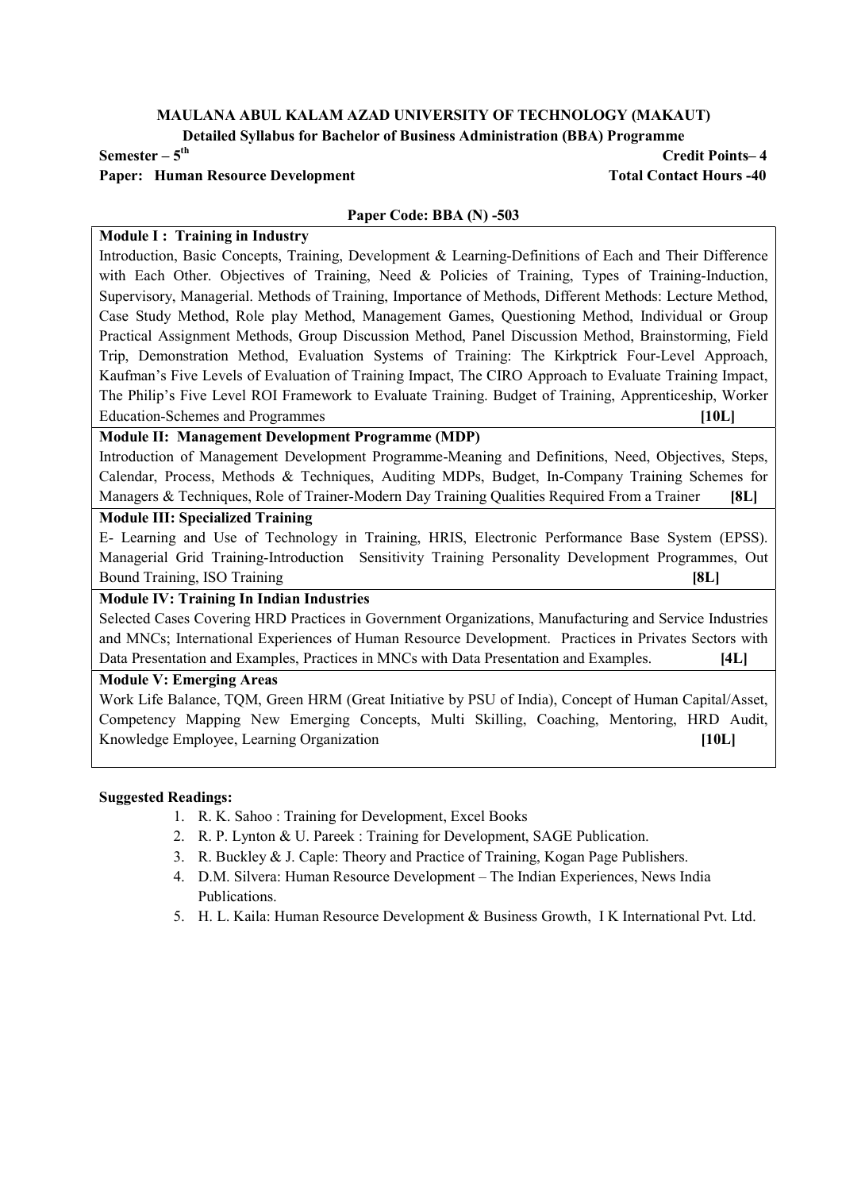**MAULANA ABUL KALAM AZAD UNIVERSITY OF TECHNOLOGY (MAKAUT)**

**Detailed Syllabus for Bachelor of Business Administration (BBA) Programme**

**Semester – 5th** **Credit Points– 4**

**Paper: Human Resource Development** **Total Contact Hours -40**

**Paper Code: BBA (N) -503**

**Module I : Training in Industry**

Introduction, Basic Concepts, Training, Development & Learning-Definitions of Each and Their Difference with Each Other. Objectives of Training, Need & Policies of Training, Types of Training-Induction, Supervisory, Managerial. Methods of Training, Importance of Methods, Different Methods: Lecture Method, Case Study Method, Role play Method, Management Games, Questioning Method, Individual or Group Practical Assignment Methods, Group Discussion Method, Panel Discussion Method, Brainstorming, Field Trip, Demonstration Method, Evaluation Systems of Training: The Kirkptrick Four-Level Approach, Kaufman's Five Levels of Evaluation of Training Impact, The CIRO Approach to Evaluate Training Impact, The Philip's Five Level ROI Framework to Evaluate Training. Budget of Training, Apprenticeship, Worker Education-Schemes and Programmes **[10L]**

**Module II: Management Development Programme (MDP)**

Introduction of Management Development Programme-Meaning and Definitions, Need, Objectives, Steps, Calendar, Process, Methods & Techniques, Auditing MDPs, Budget, In-Company Training Schemes for Managers & Techniques, Role of Trainer-Modern Day Training Qualities Required From a Trainer **[8L]**

**Module III: Specialized Training**

E- Learning and Use of Technology in Training, HRIS, Electronic Performance Base System (EPSS). Managerial Grid Training-Introduction Sensitivity Training Personality Development Programmes, Out Bound Training, ISO Training **[8L]**

**Module IV: Training In Indian Industries**

Selected Cases Covering HRD Practices in Government Organizations, Manufacturing and Service Industries and MNCs; International Experiences of Human Resource Development. Practices in Privates Sectors with Data Presentation and Examples, Practices in MNCs with Data Presentation and Examples. **[4L]**

**Module V: Emerging Areas**

Work Life Balance, TQM, Green HRM (Great Initiative by PSU of India), Concept of Human Capital/Asset, Competency Mapping New Emerging Concepts, Multi Skilling, Coaching, Mentoring, HRD Audit, Knowledge Employee, Learning Organization **[10L]**

**Suggested Readings:**

1. R. K. Sahoo : Training for Development, Excel Books
2. R. P. Lynton & U. Pareek : Training for Development, SAGE Publication.
3. R. Buckley & J. Caple: Theory and Practice of Training, Kogan Page Publishers.
4. D.M. Silvera: Human Resource Development – The Indian Experiences, News India Publications.
5. H. L. Kaila: Human Resource Development & Business Growth, I K International Pvt. Ltd.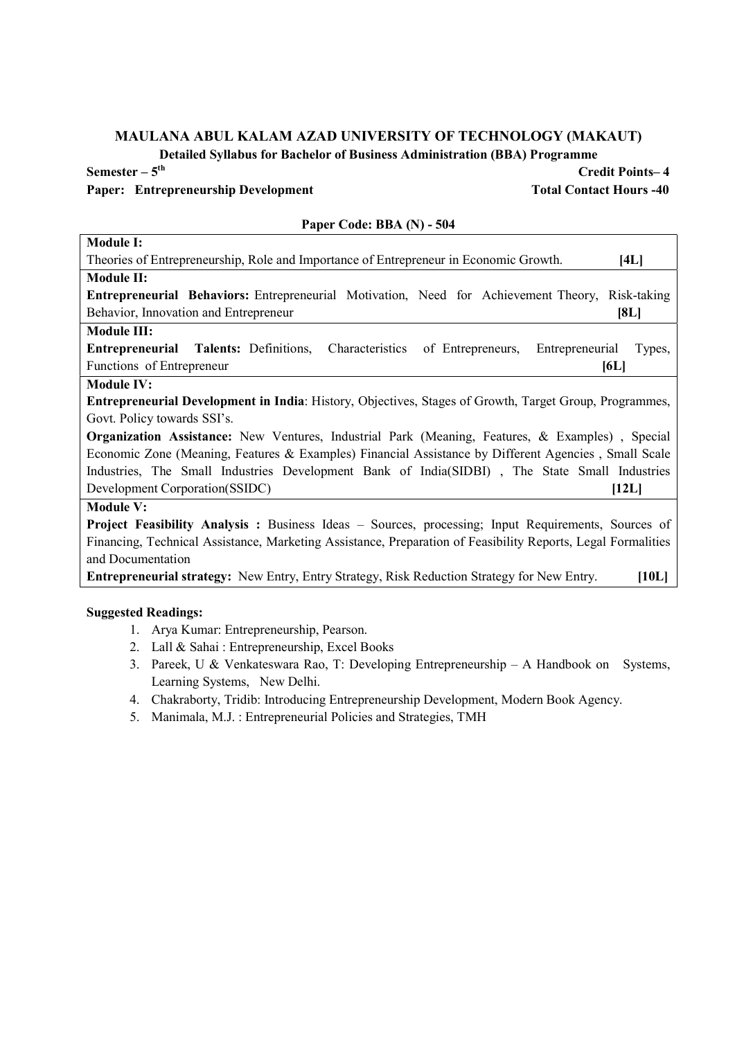## MAULANA ABUL KALAM AZAD UNIVERSITY OF TECHNOLOGY (MAKAUT)

### Detailed Syllabus for Bachelor of Business Administration (BBA) Programme

**Semester – 5th** **Credit Points– 4**

**Paper: Entrepreneurship Development** **Total Contact Hours -40**

**Paper Code: BBA (N) - 504**

| |
|---|
| **Module I:** |
| Theories of Entrepreneurship, Role and Importance of Entrepreneur in Economic Growth. **[4L]** |
| **Module II:** |
| **Entrepreneurial Behaviors:** Entrepreneurial Motivation, Need for Achievement Theory, Risk-taking Behavior, Innovation and Entrepreneur **[8L]** |
| **Module III:** |
| **Entrepreneurial Talents:** Definitions, Characteristics of Entrepreneurs, Entrepreneurial Types, Functions of Entrepreneur **[6L]** |
| **Module IV:** |
| **Entrepreneurial Development in India**: History, Objectives, Stages of Growth, Target Group, Programmes, Govt. Policy towards SSI's. **Organization Assistance:** New Ventures, Industrial Park (Meaning, Features, & Examples) , Special Economic Zone (Meaning, Features & Examples) Financial Assistance by Different Agencies , Small Scale Industries, The Small Industries Development Bank of India(SIDBI) , The State Small Industries Development Corporation(SSIDC) **[12L]** |
| **Module V:** |
| **Project Feasibility Analysis :** Business Ideas – Sources, processing; Input Requirements, Sources of Financing, Technical Assistance, Marketing Assistance, Preparation of Feasibility Reports, Legal Formalities and Documentation **Entrepreneurial strategy:** New Entry, Entry Strategy, Risk Reduction Strategy for New Entry. **[10L]** |

**Suggested Readings:**

1. Arya Kumar: Entrepreneurship, Pearson.
2. Lall & Sahai : Entrepreneurship, Excel Books
3. Pareek, U & Venkateswara Rao, T: Developing Entrepreneurship – A Handbook on Systems, Learning Systems, New Delhi.
4. Chakraborty, Tridib: Introducing Entrepreneurship Development, Modern Book Agency.
5. Manimala, M.J. : Entrepreneurial Policies and Strategies, TMH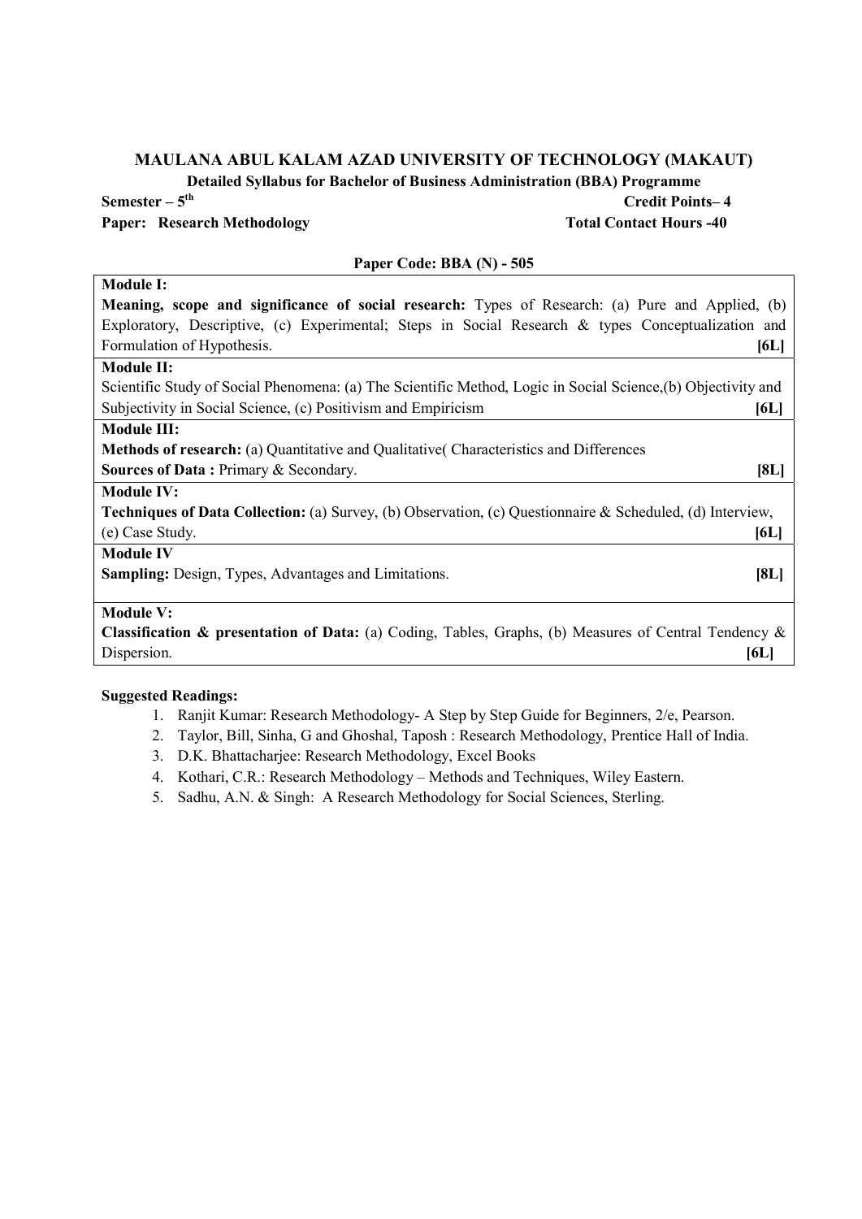# MAULANA ABUL KALAM AZAD UNIVERSITY OF TECHNOLOGY (MAKAUT)

**Detailed Syllabus for Bachelor of Business Administration (BBA) Programme**

**Semester – 5th** **Credit Points– 4**

**Paper: Research Methodology** **Total Contact Hours -40**

**Paper Code: BBA (N) - 505**

| |
|---|
| **Module I:**<br>**Meaning, scope and significance of social research:** Types of Research: (a) Pure and Applied, (b) Exploratory, Descriptive, (c) Experimental; Steps in Social Research & types Conceptualization and Formulation of Hypothesis. **[6L]** |
| **Module II:**<br>Scientific Study of Social Phenomena: (a) The Scientific Method, Logic in Social Science,(b) Objectivity and Subjectivity in Social Science, (c) Positivism and Empiricism **[6L]** |
| **Module III:**<br>**Methods of research:** (a) Quantitative and Qualitative( Characteristics and Differences<br>**Sources of Data :** Primary & Secondary. **[8L]** |
| **Module IV:**<br>**Techniques of Data Collection:** (a) Survey, (b) Observation, (c) Questionnaire & Scheduled, (d) Interview, (e) Case Study. **[6L]** |
| **Module IV**<br>**Sampling:** Design, Types, Advantages and Limitations. **[8L]** |
| **Module V:**<br>**Classification & presentation of Data:** (a) Coding, Tables, Graphs, (b) Measures of Central Tendency & Dispersion. **[6L]** |

**Suggested Readings:**

1. Ranjit Kumar: Research Methodology- A Step by Step Guide for Beginners, 2/e, Pearson.
2. Taylor, Bill, Sinha, G and Ghoshal, Taposh : Research Methodology, Prentice Hall of India.
3. D.K. Bhattacharjee: Research Methodology, Excel Books
4. Kothari, C.R.: Research Methodology – Methods and Techniques, Wiley Eastern.
5. Sadhu, A.N. & Singh: A Research Methodology for Social Sciences, Sterling.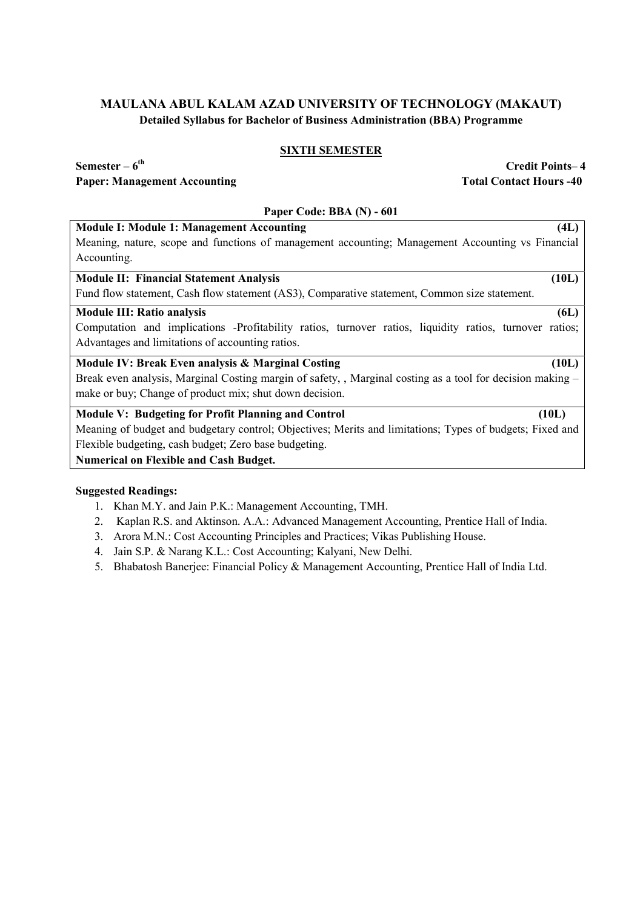**MAULANA ABUL KALAM AZAD UNIVERSITY OF TECHNOLOGY (MAKAUT)**
**Detailed Syllabus for Bachelor of Business Administration (BBA) Programme**

**SIXTH SEMESTER**

**Semester – 6th** **Credit Points– 4**
**Paper: Management Accounting** **Total Contact Hours -40**

**Paper Code: BBA (N) - 601**

**Module I: Module 1: Management Accounting (4L)**
Meaning, nature, scope and functions of management accounting; Management Accounting vs Financial Accounting.

**Module II: Financial Statement Analysis (10L)**
Fund flow statement, Cash flow statement (AS3), Comparative statement, Common size statement.

**Module III: Ratio analysis (6L)**
Computation and implications -Profitability ratios, turnover ratios, liquidity ratios, turnover ratios; Advantages and limitations of accounting ratios.

**Module IV: Break Even analysis & Marginal Costing (10L)**
Break even analysis, Marginal Costing margin of safety, , Marginal costing as a tool for decision making – make or buy; Change of product mix; shut down decision.

**Module V: Budgeting for Profit Planning and Control (10L)**
Meaning of budget and budgetary control; Objectives; Merits and limitations; Types of budgets; Fixed and Flexible budgeting, cash budget; Zero base budgeting.
**Numerical on Flexible and Cash Budget.**

**Suggested Readings:**

1. Khan M.Y. and Jain P.K.: Management Accounting, TMH.
2. Kaplan R.S. and Aktinson. A.A.: Advanced Management Accounting, Prentice Hall of India.
3. Arora M.N.: Cost Accounting Principles and Practices; Vikas Publishing House.
4. Jain S.P. & Narang K.L.: Cost Accounting; Kalyani, New Delhi.
5. Bhabatosh Banerjee: Financial Policy & Management Accounting, Prentice Hall of India Ltd.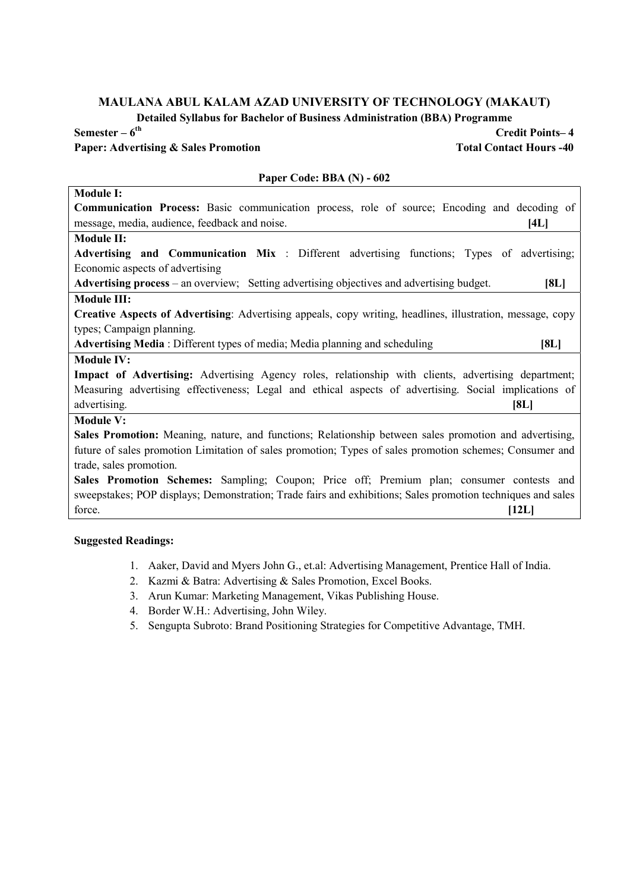# MAULANA ABUL KALAM AZAD UNIVERSITY OF TECHNOLOGY (MAKAUT)

## Detailed Syllabus for Bachelor of Business Administration (BBA) Programme

**Semester – 6th** **Credit Points– 4**

**Paper: Advertising & Sales Promotion** **Total Contact Hours -40**

**Paper Code: BBA (N) - 602**

| |
|---|
| **Module I:** |
| **Communication Process:** Basic communication process, role of source; Encoding and decoding of message, media, audience, feedback and noise. **[4L]** |
| **Module II:** |
| **Advertising and Communication Mix** : Different advertising functions; Types of advertising; Economic aspects of advertising<br>**Advertising process** – an overview; Setting advertising objectives and advertising budget. **[8L]** |
| **Module III:** |
| **Creative Aspects of Advertising**: Advertising appeals, copy writing, headlines, illustration, message, copy types; Campaign planning.<br>**Advertising Media** : Different types of media; Media planning and scheduling **[8L]** |
| **Module IV:** |
| **Impact of Advertising:** Advertising Agency roles, relationship with clients, advertising department; Measuring advertising effectiveness; Legal and ethical aspects of advertising. Social implications of advertising. **[8L]** |
| **Module V:** |
| **Sales Promotion:** Meaning, nature, and functions; Relationship between sales promotion and advertising, future of sales promotion Limitation of sales promotion; Types of sales promotion schemes; Consumer and trade, sales promotion.<br>**Sales Promotion Schemes:** Sampling; Coupon; Price off; Premium plan; consumer contests and sweepstakes; POP displays; Demonstration; Trade fairs and exhibitions; Sales promotion techniques and sales force. **[12L]** |

**Suggested Readings:**

1. Aaker, David and Myers John G., et.al: Advertising Management, Prentice Hall of India.
2. Kazmi & Batra: Advertising & Sales Promotion, Excel Books.
3. Arun Kumar: Marketing Management, Vikas Publishing House.
4. Border W.H.: Advertising, John Wiley.
5. Sengupta Subroto: Brand Positioning Strategies for Competitive Advantage, TMH.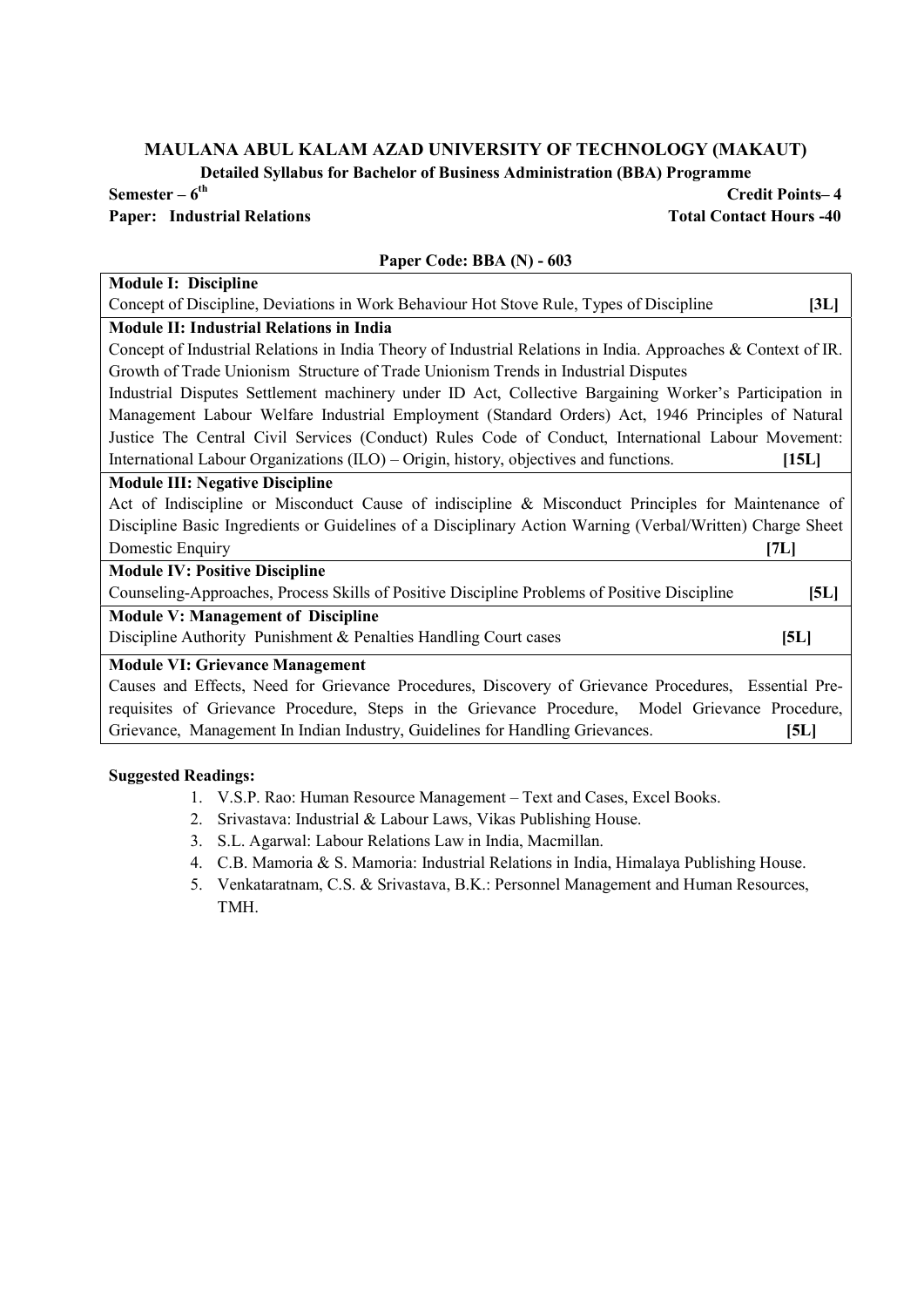## MAULANA ABUL KALAM AZAD UNIVERSITY OF TECHNOLOGY (MAKAUT)

**Detailed Syllabus for Bachelor of Business Administration (BBA) Programme**

**Semester – 6th** **Credit Points– 4**

**Paper: Industrial Relations** **Total Contact Hours -40**

**Paper Code: BBA (N) - 603**

| Module | Hours |
|---|---|
| **Module I: Discipline** | |
| Concept of Discipline, Deviations in Work Behaviour Hot Stove Rule, Types of Discipline | **[3L]** |
| **Module II: Industrial Relations in India** | |
| Concept of Industrial Relations in India Theory of Industrial Relations in India. Approaches & Context of IR. Growth of Trade Unionism Structure of Trade Unionism Trends in Industrial Disputes<br>Industrial Disputes Settlement machinery under ID Act, Collective Bargaining Worker's Participation in Management Labour Welfare Industrial Employment (Standard Orders) Act, 1946 Principles of Natural Justice The Central Civil Services (Conduct) Rules Code of Conduct, International Labour Movement: International Labour Organizations (ILO) – Origin, history, objectives and functions. | **[15L]** |
| **Module III: Negative Discipline** | |
| Act of Indiscipline or Misconduct Cause of indiscipline & Misconduct Principles for Maintenance of Discipline Basic Ingredients or Guidelines of a Disciplinary Action Warning (Verbal/Written) Charge Sheet Domestic Enquiry | **[7L]** |
| **Module IV: Positive Discipline** | |
| Counseling-Approaches, Process Skills of Positive Discipline Problems of Positive Discipline | **[5L]** |
| **Module V: Management of Discipline** | |
| Discipline Authority Punishment & Penalties Handling Court cases | **[5L]** |
| **Module VI: Grievance Management** | |
| Causes and Effects, Need for Grievance Procedures, Discovery of Grievance Procedures, Essential Pre-requisites of Grievance Procedure, Steps in the Grievance Procedure, Model Grievance Procedure, Grievance, Management In Indian Industry, Guidelines for Handling Grievances. | **[5L]** |

**Suggested Readings:**

1. V.S.P. Rao: Human Resource Management – Text and Cases, Excel Books.
2. Srivastava: Industrial & Labour Laws, Vikas Publishing House.
3. S.L. Agarwal: Labour Relations Law in India, Macmillan.
4. C.B. Mamoria & S. Mamoria: Industrial Relations in India, Himalaya Publishing House.
5. Venkataratnam, C.S. & Srivastava, B.K.: Personnel Management and Human Resources, TMH.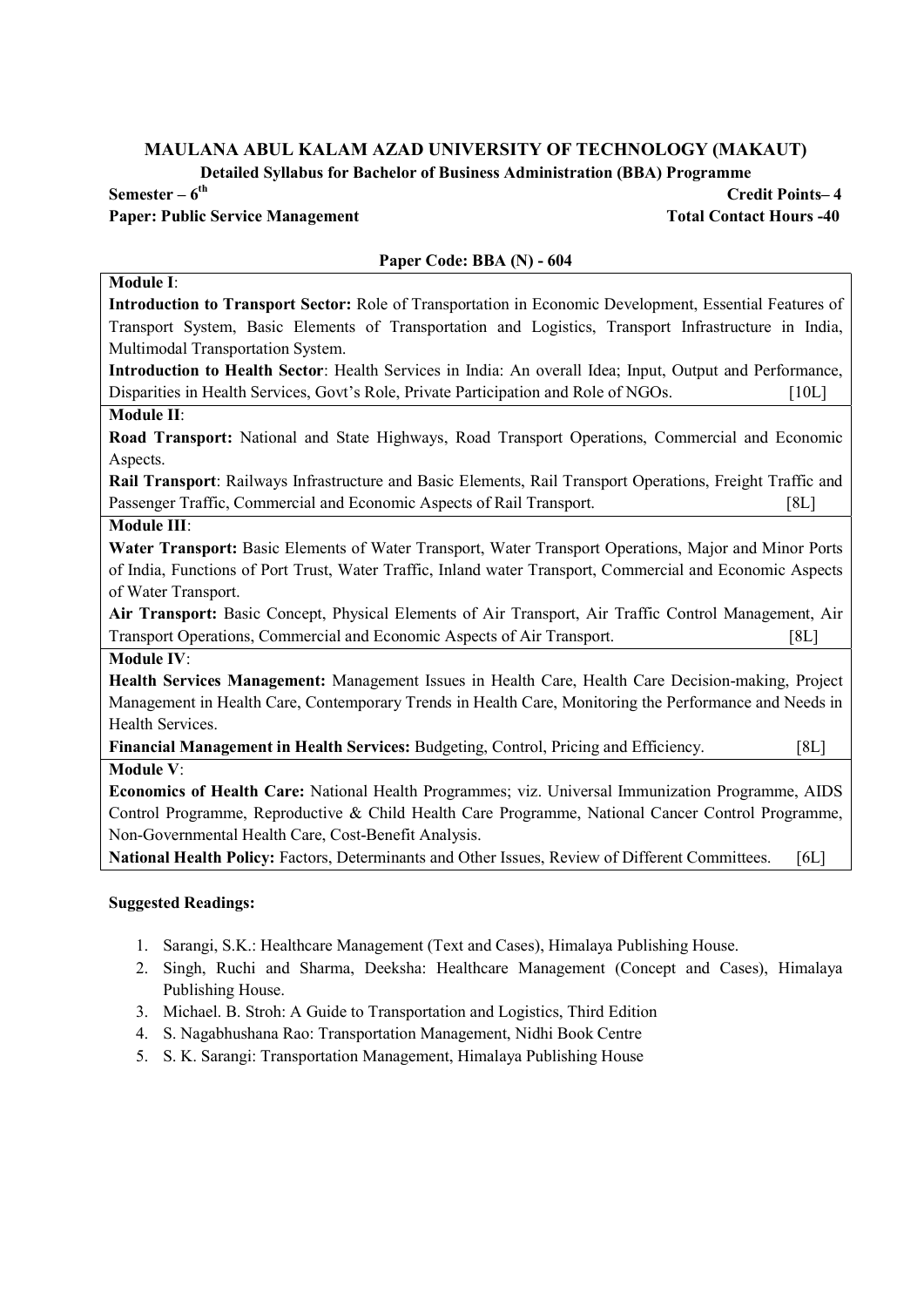## MAULANA ABUL KALAM AZAD UNIVERSITY OF TECHNOLOGY (MAKAUT)

**Detailed Syllabus for Bachelor of Business Administration (BBA) Programme**

**Semester – 6th** | **Credit Points– 4**

**Paper: Public Service Management** | **Total Contact Hours -40**

**Paper Code: BBA (N) - 604**

**Module I**:

**Introduction to Transport Sector:** Role of Transportation in Economic Development, Essential Features of Transport System, Basic Elements of Transportation and Logistics, Transport Infrastructure in India, Multimodal Transportation System.

**Introduction to Health Sector**: Health Services in India: An overall Idea; Input, Output and Performance, Disparities in Health Services, Govt's Role, Private Participation and Role of NGOs. [10L]

**Module II**:

**Road Transport:** National and State Highways, Road Transport Operations, Commercial and Economic Aspects.

**Rail Transport**: Railways Infrastructure and Basic Elements, Rail Transport Operations, Freight Traffic and Passenger Traffic, Commercial and Economic Aspects of Rail Transport. [8L]

**Module III**:

**Water Transport:** Basic Elements of Water Transport, Water Transport Operations, Major and Minor Ports of India, Functions of Port Trust, Water Traffic, Inland water Transport, Commercial and Economic Aspects of Water Transport.

**Air Transport:** Basic Concept, Physical Elements of Air Transport, Air Traffic Control Management, Air Transport Operations, Commercial and Economic Aspects of Air Transport. [8L]

**Module IV**:

**Health Services Management:** Management Issues in Health Care, Health Care Decision-making, Project Management in Health Care, Contemporary Trends in Health Care, Monitoring the Performance and Needs in Health Services.

**Financial Management in Health Services:** Budgeting, Control, Pricing and Efficiency. [8L]

**Module V**:

**Economics of Health Care:** National Health Programmes; viz. Universal Immunization Programme, AIDS Control Programme, Reproductive & Child Health Care Programme, National Cancer Control Programme, Non-Governmental Health Care, Cost-Benefit Analysis.

**National Health Policy:** Factors, Determinants and Other Issues, Review of Different Committees. [6L]

**Suggested Readings:**

1. Sarangi, S.K.: Healthcare Management (Text and Cases), Himalaya Publishing House.
2. Singh, Ruchi and Sharma, Deeksha: Healthcare Management (Concept and Cases), Himalaya Publishing House.
3. Michael. B. Stroh: A Guide to Transportation and Logistics, Third Edition
4. S. Nagabhushana Rao: Transportation Management, Nidhi Book Centre
5. S. K. Sarangi: Transportation Management, Himalaya Publishing House